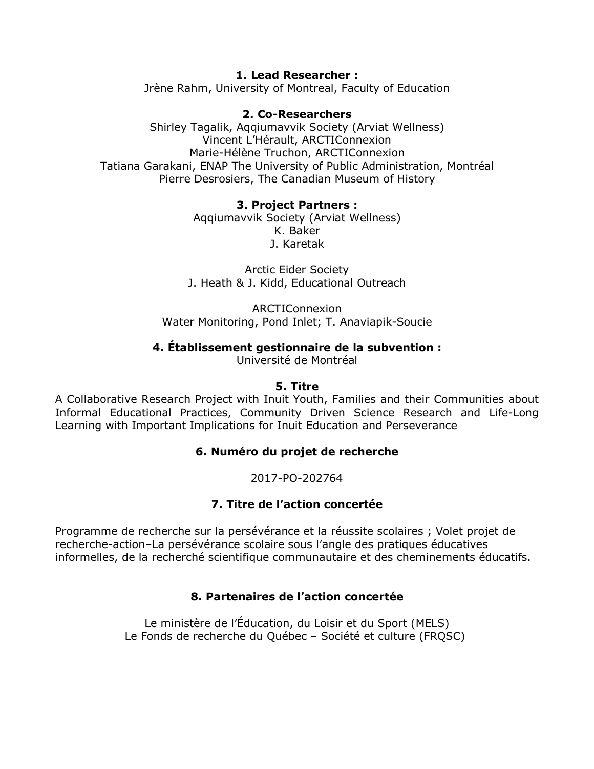**1. Lead Researcher :**
Jrène Rahm, University of Montreal, Faculty of Education

**2. Co-Researchers**
Shirley Tagalik, Aqqiumavvik Society (Arviat Wellness)
Vincent L'Hérault, ARCTIConnexion
Marie-Hélène Truchon, ARCTIConnexion
Tatiana Garakani, ENAP The University of Public Administration, Montréal
Pierre Desrosiers, The Canadian Museum of History

**3. Project Partners :**
Aqqiumavvik Society (Arviat Wellness)
K. Baker
J. Karetak

Arctic Eider Society
J. Heath & J. Kidd, Educational Outreach

ARCTIConnexion
Water Monitoring, Pond Inlet; T. Anaviapik-Soucie

**4. Établissement gestionnaire de la subvention :**
Université de Montréal

**5. Titre**
A Collaborative Research Project with Inuit Youth, Families and their Communities about Informal Educational Practices, Community Driven Science Research and Life-Long Learning with Important Implications for Inuit Education and Perseverance

**6. Numéro du projet de recherche**

2017-PO-202764

**7. Titre de l'action concertée**

Programme de recherche sur la persévérance et la réussite scolaires ; Volet projet de recherche-action–La persévérance scolaire sous l'angle des pratiques éducatives informelles, de la recherché scientifique communautaire et des cheminements éducatifs.

**8. Partenaires de l'action concertée**

Le ministère de l'Éducation, du Loisir et du Sport (MELS)
Le Fonds de recherche du Québec – Société et culture (FRQSC)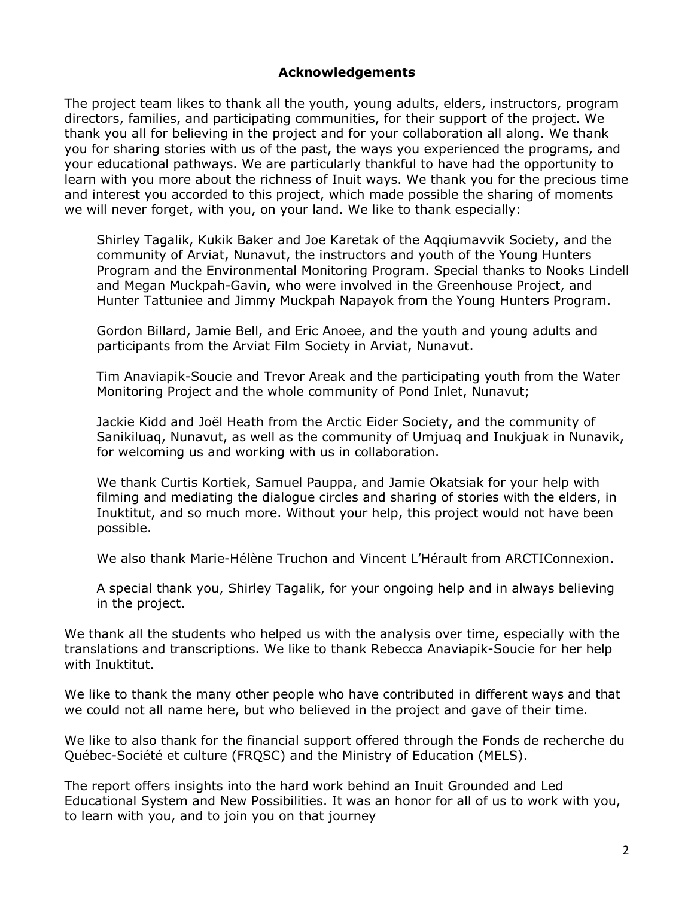**Acknowledgements**

The project team likes to thank all the youth, young adults, elders, instructors, program directors, families, and participating communities, for their support of the project. We thank you all for believing in the project and for your collaboration all along. We thank you for sharing stories with us of the past, the ways you experienced the programs, and your educational pathways. We are particularly thankful to have had the opportunity to learn with you more about the richness of Inuit ways. We thank you for the precious time and interest you accorded to this project, which made possible the sharing of moments we will never forget, with you, on your land. We like to thank especially:

> Shirley Tagalik, Kukik Baker and Joe Karetak of the Aqqiumavvik Society, and the community of Arviat, Nunavut, the instructors and youth of the Young Hunters Program and the Environmental Monitoring Program. Special thanks to Nooks Lindell and Megan Muckpah-Gavin, who were involved in the Greenhouse Project, and Hunter Tattuniee and Jimmy Muckpah Napayok from the Young Hunters Program.
>
> Gordon Billard, Jamie Bell, and Eric Anoee, and the youth and young adults and participants from the Arviat Film Society in Arviat, Nunavut.
>
> Tim Anaviapik-Soucie and Trevor Areak and the participating youth from the Water Monitoring Project and the whole community of Pond Inlet, Nunavut;
>
> Jackie Kidd and Joël Heath from the Arctic Eider Society, and the community of Sanikiluaq, Nunavut, as well as the community of Umjuaq and Inukjuak in Nunavik, for welcoming us and working with us in collaboration.
>
> We thank Curtis Kortiek, Samuel Pauppa, and Jamie Okatsiak for your help with filming and mediating the dialogue circles and sharing of stories with the elders, in Inuktitut, and so much more. Without your help, this project would not have been possible.
>
> We also thank Marie-Hélène Truchon and Vincent L'Hérault from ARCTIConnexion.
>
> A special thank you, Shirley Tagalik, for your ongoing help and in always believing in the project.

We thank all the students who helped us with the analysis over time, especially with the translations and transcriptions. We like to thank Rebecca Anaviapik-Soucie for her help with Inuktitut.

We like to thank the many other people who have contributed in different ways and that we could not all name here, but who believed in the project and gave of their time.

We like to also thank for the financial support offered through the Fonds de recherche du Québec-Société et culture (FRQSC) and the Ministry of Education (MELS).

The report offers insights into the hard work behind an Inuit Grounded and Led Educational System and New Possibilities. It was an honor for all of us to work with you, to learn with you, and to join you on that journey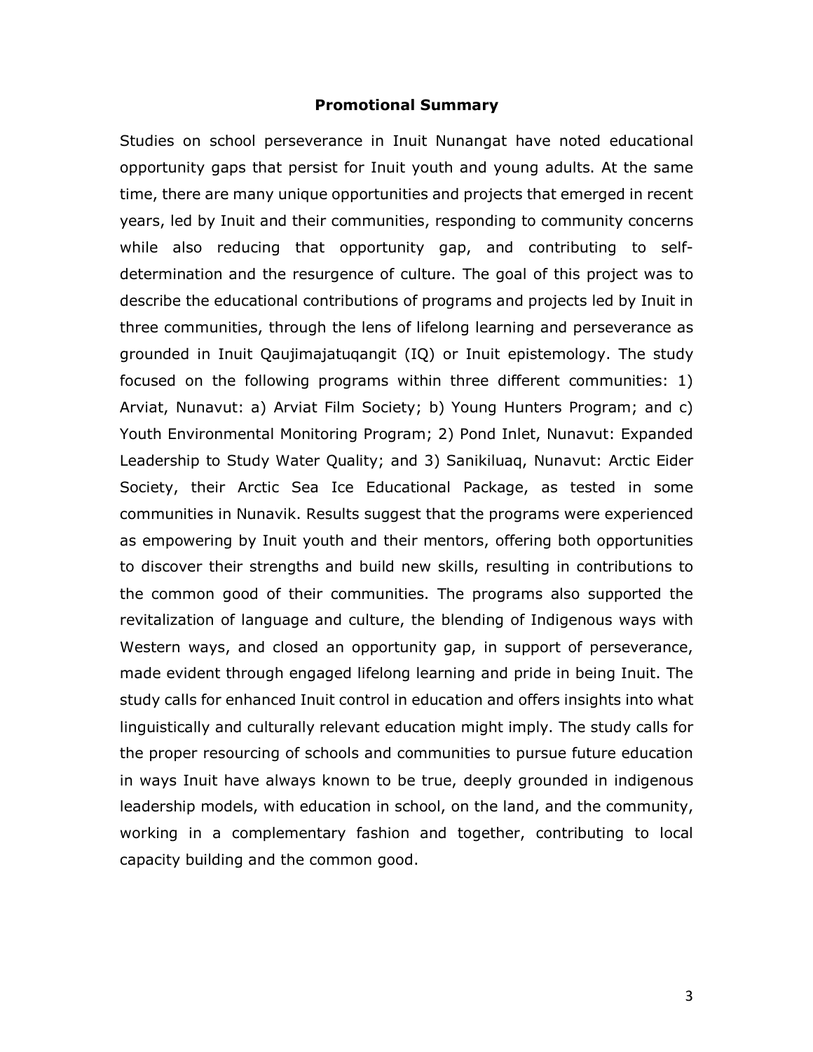## Promotional Summary

Studies on school perseverance in Inuit Nunangat have noted educational opportunity gaps that persist for Inuit youth and young adults. At the same time, there are many unique opportunities and projects that emerged in recent years, led by Inuit and their communities, responding to community concerns while also reducing that opportunity gap, and contributing to self-determination and the resurgence of culture. The goal of this project was to describe the educational contributions of programs and projects led by Inuit in three communities, through the lens of lifelong learning and perseverance as grounded in Inuit Qaujimajatuqangit (IQ) or Inuit epistemology. The study focused on the following programs within three different communities: 1) Arviat, Nunavut: a) Arviat Film Society; b) Young Hunters Program; and c) Youth Environmental Monitoring Program; 2) Pond Inlet, Nunavut: Expanded Leadership to Study Water Quality; and 3) Sanikiluaq, Nunavut: Arctic Eider Society, their Arctic Sea Ice Educational Package, as tested in some communities in Nunavik. Results suggest that the programs were experienced as empowering by Inuit youth and their mentors, offering both opportunities to discover their strengths and build new skills, resulting in contributions to the common good of their communities. The programs also supported the revitalization of language and culture, the blending of Indigenous ways with Western ways, and closed an opportunity gap, in support of perseverance, made evident through engaged lifelong learning and pride in being Inuit. The study calls for enhanced Inuit control in education and offers insights into what linguistically and culturally relevant education might imply. The study calls for the proper resourcing of schools and communities to pursue future education in ways Inuit have always known to be true, deeply grounded in indigenous leadership models, with education in school, on the land, and the community, working in a complementary fashion and together, contributing to local capacity building and the common good.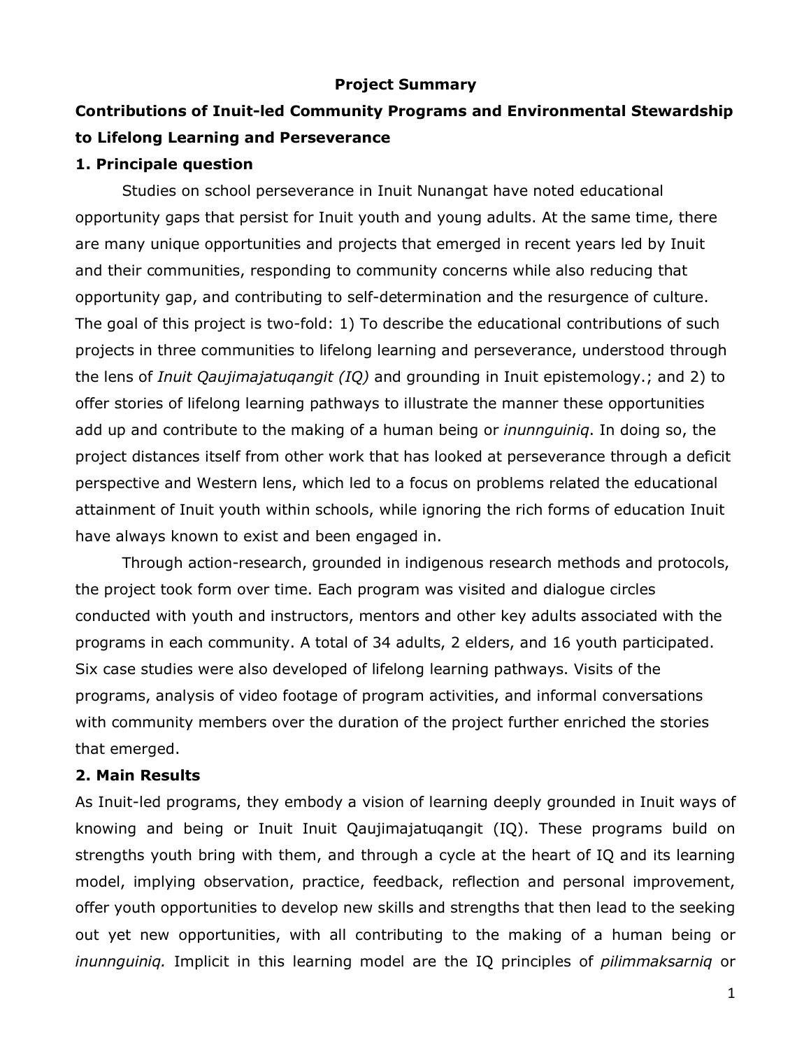# Project Summary

## Contributions of Inuit-led Community Programs and Environmental Stewardship to Lifelong Learning and Perseverance

### 1. Principale question

Studies on school perseverance in Inuit Nunangat have noted educational opportunity gaps that persist for Inuit youth and young adults. At the same time, there are many unique opportunities and projects that emerged in recent years led by Inuit and their communities, responding to community concerns while also reducing that opportunity gap, and contributing to self-determination and the resurgence of culture. The goal of this project is two-fold: 1) To describe the educational contributions of such projects in three communities to lifelong learning and perseverance, understood through the lens of *Inuit Qaujimajatuqangit (IQ)* and grounding in Inuit epistemology.; and 2) to offer stories of lifelong learning pathways to illustrate the manner these opportunities add up and contribute to the making of a human being or *inunnguiniq*. In doing so, the project distances itself from other work that has looked at perseverance through a deficit perspective and Western lens, which led to a focus on problems related the educational attainment of Inuit youth within schools, while ignoring the rich forms of education Inuit have always known to exist and been engaged in.

Through action-research, grounded in indigenous research methods and protocols, the project took form over time. Each program was visited and dialogue circles conducted with youth and instructors, mentors and other key adults associated with the programs in each community. A total of 34 adults, 2 elders, and 16 youth participated. Six case studies were also developed of lifelong learning pathways. Visits of the programs, analysis of video footage of program activities, and informal conversations with community members over the duration of the project further enriched the stories that emerged.

### 2. Main Results

As Inuit-led programs, they embody a vision of learning deeply grounded in Inuit ways of knowing and being or Inuit Inuit Qaujimajatuqangit (IQ). These programs build on strengths youth bring with them, and through a cycle at the heart of IQ and its learning model, implying observation, practice, feedback, reflection and personal improvement, offer youth opportunities to develop new skills and strengths that then lead to the seeking out yet new opportunities, with all contributing to the making of a human being or *inunnguiniq.* Implicit in this learning model are the IQ principles of *pilimmaksarniq* or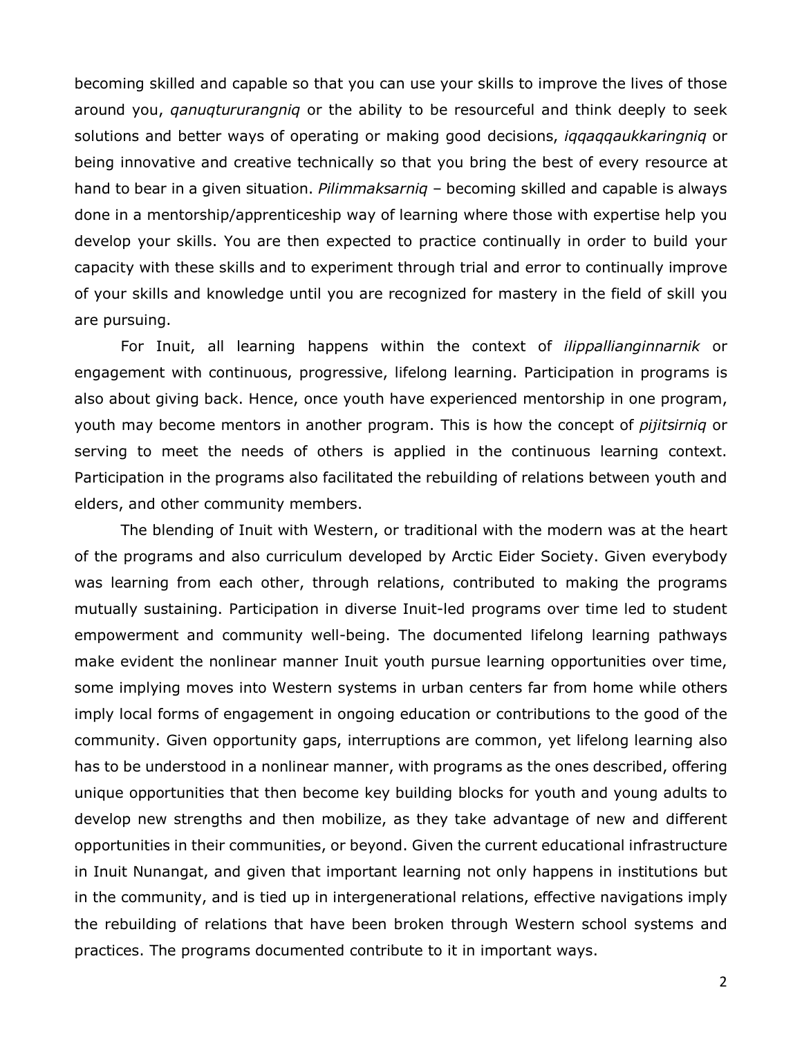becoming skilled and capable so that you can use your skills to improve the lives of those around you, *qanuqtururangniq* or the ability to be resourceful and think deeply to seek solutions and better ways of operating or making good decisions, *iqqaqqaukkaringniq* or being innovative and creative technically so that you bring the best of every resource at hand to bear in a given situation. *Pilimmaksarniq* – becoming skilled and capable is always done in a mentorship/apprenticeship way of learning where those with expertise help you develop your skills. You are then expected to practice continually in order to build your capacity with these skills and to experiment through trial and error to continually improve of your skills and knowledge until you are recognized for mastery in the field of skill you are pursuing.

For Inuit, all learning happens within the context of *ilippallianginnarnik* or engagement with continuous, progressive, lifelong learning. Participation in programs is also about giving back. Hence, once youth have experienced mentorship in one program, youth may become mentors in another program. This is how the concept of *pijitsirniq* or serving to meet the needs of others is applied in the continuous learning context. Participation in the programs also facilitated the rebuilding of relations between youth and elders, and other community members.

The blending of Inuit with Western, or traditional with the modern was at the heart of the programs and also curriculum developed by Arctic Eider Society. Given everybody was learning from each other, through relations, contributed to making the programs mutually sustaining. Participation in diverse Inuit-led programs over time led to student empowerment and community well-being. The documented lifelong learning pathways make evident the nonlinear manner Inuit youth pursue learning opportunities over time, some implying moves into Western systems in urban centers far from home while others imply local forms of engagement in ongoing education or contributions to the good of the community. Given opportunity gaps, interruptions are common, yet lifelong learning also has to be understood in a nonlinear manner, with programs as the ones described, offering unique opportunities that then become key building blocks for youth and young adults to develop new strengths and then mobilize, as they take advantage of new and different opportunities in their communities, or beyond. Given the current educational infrastructure in Inuit Nunangat, and given that important learning not only happens in institutions but in the community, and is tied up in intergenerational relations, effective navigations imply the rebuilding of relations that have been broken through Western school systems and practices. The programs documented contribute to it in important ways.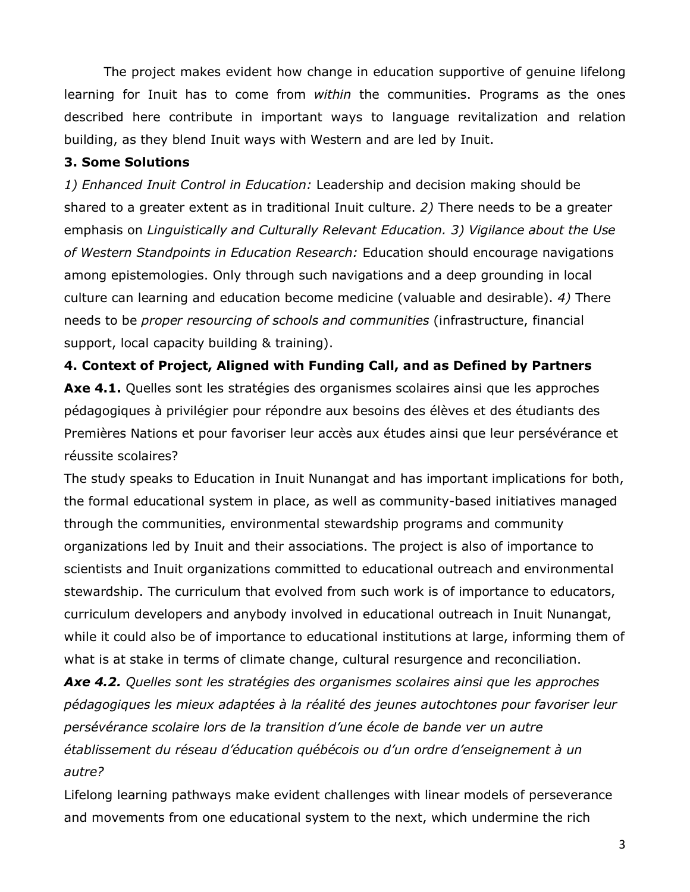The project makes evident how change in education supportive of genuine lifelong learning for Inuit has to come from *within* the communities. Programs as the ones described here contribute in important ways to language revitalization and relation building, as they blend Inuit ways with Western and are led by Inuit.

**3. Some Solutions**

*1) Enhanced Inuit Control in Education:* Leadership and decision making should be shared to a greater extent as in traditional Inuit culture. *2)* There needs to be a greater emphasis on *Linguistically and Culturally Relevant Education. 3) Vigilance about the Use of Western Standpoints in Education Research:* Education should encourage navigations among epistemologies. Only through such navigations and a deep grounding in local culture can learning and education become medicine (valuable and desirable). *4)* There needs to be *proper resourcing of schools and communities* (infrastructure, financial support, local capacity building & training).

**4. Context of Project, Aligned with Funding Call, and as Defined by Partners**

**Axe 4.1.** Quelles sont les stratégies des organismes scolaires ainsi que les approches pédagogiques à privilégier pour répondre aux besoins des élèves et des étudiants des Premières Nations et pour favoriser leur accès aux études ainsi que leur persévérance et réussite scolaires?

The study speaks to Education in Inuit Nunangat and has important implications for both, the formal educational system in place, as well as community-based initiatives managed through the communities, environmental stewardship programs and community organizations led by Inuit and their associations. The project is also of importance to scientists and Inuit organizations committed to educational outreach and environmental stewardship. The curriculum that evolved from such work is of importance to educators, curriculum developers and anybody involved in educational outreach in Inuit Nunangat, while it could also be of importance to educational institutions at large, informing them of what is at stake in terms of climate change, cultural resurgence and reconciliation.

***Axe 4.2.*** *Quelles sont les stratégies des organismes scolaires ainsi que les approches pédagogiques les mieux adaptées à la réalité des jeunes autochtones pour favoriser leur persévérance scolaire lors de la transition d'une école de bande ver un autre établissement du réseau d'éducation québécois ou d'un ordre d'enseignement à un autre?*

Lifelong learning pathways make evident challenges with linear models of perseverance and movements from one educational system to the next, which undermine the rich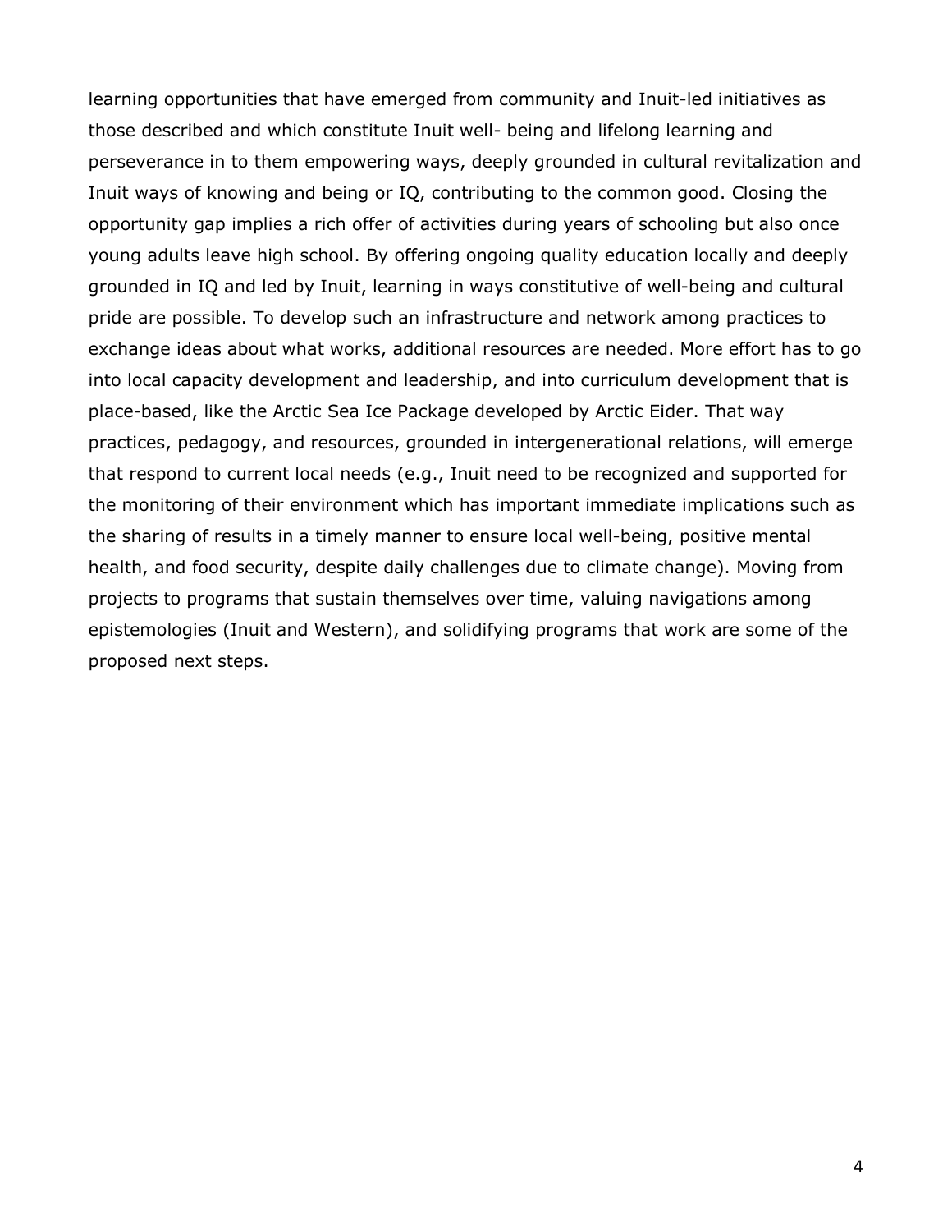learning opportunities that have emerged from community and Inuit-led initiatives as those described and which constitute Inuit well- being and lifelong learning and perseverance in to them empowering ways, deeply grounded in cultural revitalization and Inuit ways of knowing and being or IQ, contributing to the common good. Closing the opportunity gap implies a rich offer of activities during years of schooling but also once young adults leave high school. By offering ongoing quality education locally and deeply grounded in IQ and led by Inuit, learning in ways constitutive of well-being and cultural pride are possible. To develop such an infrastructure and network among practices to exchange ideas about what works, additional resources are needed. More effort has to go into local capacity development and leadership, and into curriculum development that is place-based, like the Arctic Sea Ice Package developed by Arctic Eider. That way practices, pedagogy, and resources, grounded in intergenerational relations, will emerge that respond to current local needs (e.g., Inuit need to be recognized and supported for the monitoring of their environment which has important immediate implications such as the sharing of results in a timely manner to ensure local well-being, positive mental health, and food security, despite daily challenges due to climate change). Moving from projects to programs that sustain themselves over time, valuing navigations among epistemologies (Inuit and Western), and solidifying programs that work are some of the proposed next steps.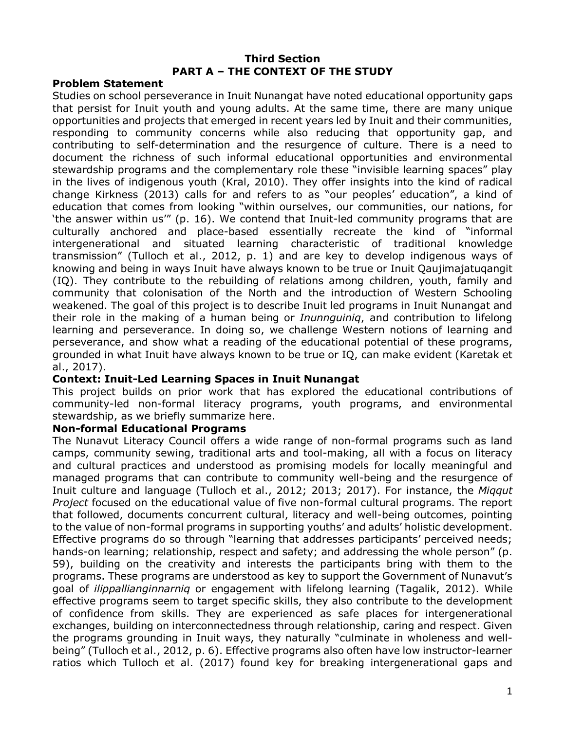**Third Section**

**PART A – THE CONTEXT OF THE STUDY**

## Problem Statement

Studies on school perseverance in Inuit Nunangat have noted educational opportunity gaps that persist for Inuit youth and young adults. At the same time, there are many unique opportunities and projects that emerged in recent years led by Inuit and their communities, responding to community concerns while also reducing that opportunity gap, and contributing to self-determination and the resurgence of culture. There is a need to document the richness of such informal educational opportunities and environmental stewardship programs and the complementary role these "invisible learning spaces" play in the lives of indigenous youth (Kral, 2010). They offer insights into the kind of radical change Kirkness (2013) calls for and refers to as "our peoples' education", a kind of education that comes from looking "within ourselves, our communities, our nations, for 'the answer within us'" (p. 16). We contend that Inuit-led community programs that are culturally anchored and place-based essentially recreate the kind of "informal intergenerational and situated learning characteristic of traditional knowledge transmission" (Tulloch et al., 2012, p. 1) and are key to develop indigenous ways of knowing and being in ways Inuit have always known to be true or Inuit Qaujimajatuqangit (IQ). They contribute to the rebuilding of relations among children, youth, family and community that colonisation of the North and the introduction of Western Schooling weakened. The goal of this project is to describe Inuit led programs in Inuit Nunangat and their role in the making of a human being or *Inunnguiniq*, and contribution to lifelong learning and perseverance. In doing so, we challenge Western notions of learning and perseverance, and show what a reading of the educational potential of these programs, grounded in what Inuit have always known to be true or IQ, can make evident (Karetak et al., 2017).

## Context: Inuit-Led Learning Spaces in Inuit Nunangat

This project builds on prior work that has explored the educational contributions of community-led non-formal literacy programs, youth programs, and environmental stewardship, as we briefly summarize here.

## Non-formal Educational Programs

The Nunavut Literacy Council offers a wide range of non-formal programs such as land camps, community sewing, traditional arts and tool-making, all with a focus on literacy and cultural practices and understood as promising models for locally meaningful and managed programs that can contribute to community well-being and the resurgence of Inuit culture and language (Tulloch et al., 2012; 2013; 2017). For instance, the *Miqqut Project* focused on the educational value of five non-formal cultural programs. The report that followed, documents concurrent cultural, literacy and well-being outcomes, pointing to the value of non-formal programs in supporting youths' and adults' holistic development. Effective programs do so through "learning that addresses participants' perceived needs; hands-on learning; relationship, respect and safety; and addressing the whole person" (p. 59), building on the creativity and interests the participants bring with them to the programs. These programs are understood as key to support the Government of Nunavut's goal of *ilippallianginnarniq* or engagement with lifelong learning (Tagalik, 2012). While effective programs seem to target specific skills, they also contribute to the development of confidence from skills. They are experienced as safe places for intergenerational exchanges, building on interconnectedness through relationship, caring and respect. Given the programs grounding in Inuit ways, they naturally "culminate in wholeness and well-being" (Tulloch et al., 2012, p. 6). Effective programs also often have low instructor-learner ratios which Tulloch et al. (2017) found key for breaking intergenerational gaps and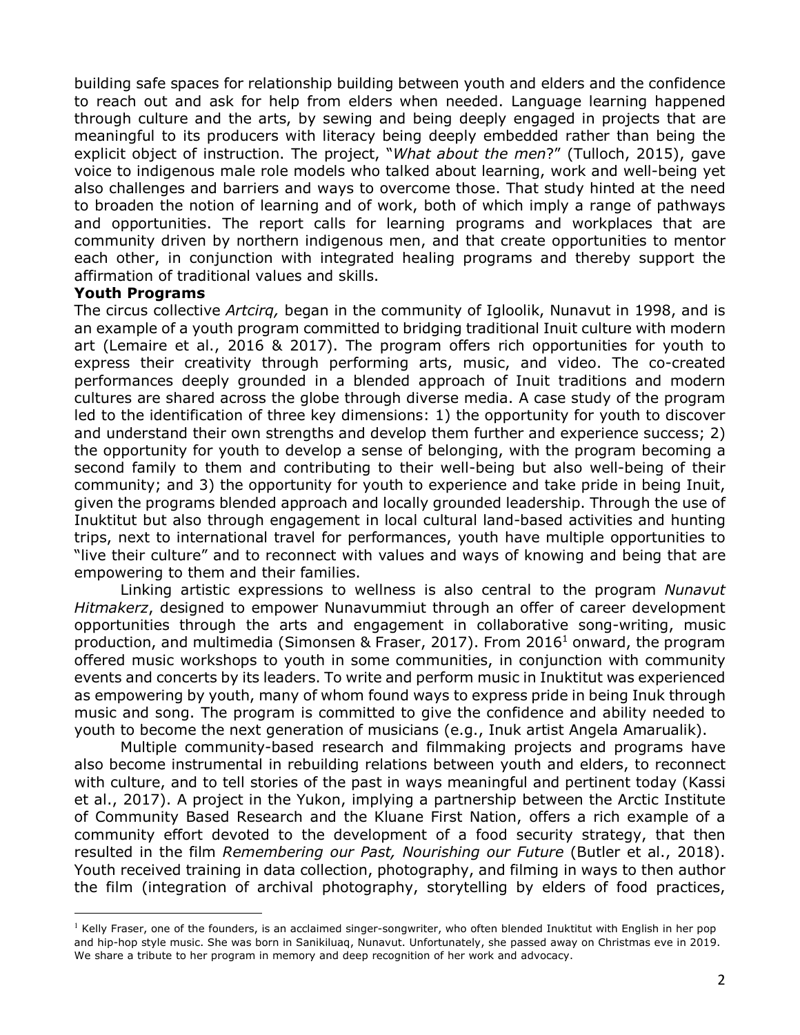building safe spaces for relationship building between youth and elders and the confidence to reach out and ask for help from elders when needed. Language learning happened through culture and the arts, by sewing and being deeply engaged in projects that are meaningful to its producers with literacy being deeply embedded rather than being the explicit object of instruction. The project, "*What about the men*?" (Tulloch, 2015), gave voice to indigenous male role models who talked about learning, work and well-being yet also challenges and barriers and ways to overcome those. That study hinted at the need to broaden the notion of learning and of work, both of which imply a range of pathways and opportunities. The report calls for learning programs and workplaces that are community driven by northern indigenous men, and that create opportunities to mentor each other, in conjunction with integrated healing programs and thereby support the affirmation of traditional values and skills.

**Youth Programs**

The circus collective *Artcirq,* began in the community of Igloolik, Nunavut in 1998, and is an example of a youth program committed to bridging traditional Inuit culture with modern art (Lemaire et al., 2016 & 2017). The program offers rich opportunities for youth to express their creativity through performing arts, music, and video. The co-created performances deeply grounded in a blended approach of Inuit traditions and modern cultures are shared across the globe through diverse media. A case study of the program led to the identification of three key dimensions: 1) the opportunity for youth to discover and understand their own strengths and develop them further and experience success; 2) the opportunity for youth to develop a sense of belonging, with the program becoming a second family to them and contributing to their well-being but also well-being of their community; and 3) the opportunity for youth to experience and take pride in being Inuit, given the programs blended approach and locally grounded leadership. Through the use of Inuktitut but also through engagement in local cultural land-based activities and hunting trips, next to international travel for performances, youth have multiple opportunities to "live their culture" and to reconnect with values and ways of knowing and being that are empowering to them and their families.

Linking artistic expressions to wellness is also central to the program *Nunavut Hitmakerz*, designed to empower Nunavummiut through an offer of career development opportunities through the arts and engagement in collaborative song-writing, music production, and multimedia (Simonsen & Fraser, 2017). From 2016[1] onward, the program offered music workshops to youth in some communities, in conjunction with community events and concerts by its leaders. To write and perform music in Inuktitut was experienced as empowering by youth, many of whom found ways to express pride in being Inuk through music and song. The program is committed to give the confidence and ability needed to youth to become the next generation of musicians (e.g., Inuk artist Angela Amarualik).

Multiple community-based research and filmmaking projects and programs have also become instrumental in rebuilding relations between youth and elders, to reconnect with culture, and to tell stories of the past in ways meaningful and pertinent today (Kassi et al., 2017). A project in the Yukon, implying a partnership between the Arctic Institute of Community Based Research and the Kluane First Nation, offers a rich example of a community effort devoted to the development of a food security strategy, that then resulted in the film *Remembering our Past, Nourishing our Future* (Butler et al., 2018). Youth received training in data collection, photography, and filming in ways to then author the film (integration of archival photography, storytelling by elders of food practices,

[1] Kelly Fraser, one of the founders, is an acclaimed singer-songwriter, who often blended Inuktitut with English in her pop and hip-hop style music. She was born in Sanikiluaq, Nunavut. Unfortunately, she passed away on Christmas eve in 2019. We share a tribute to her program in memory and deep recognition of her work and advocacy.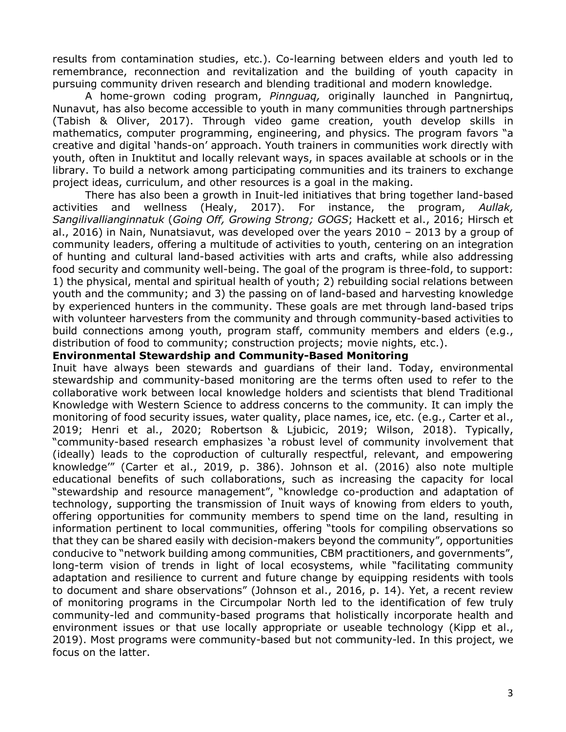results from contamination studies, etc.). Co-learning between elders and youth led to remembrance, reconnection and revitalization and the building of youth capacity in pursuing community driven research and blending traditional and modern knowledge.

A home-grown coding program, *Pinnguaq,* originally launched in Pangnirtuq, Nunavut, has also become accessible to youth in many communities through partnerships (Tabish & Oliver, 2017). Through video game creation, youth develop skills in mathematics, computer programming, engineering, and physics. The program favors "a creative and digital 'hands-on' approach. Youth trainers in communities work directly with youth, often in Inuktitut and locally relevant ways, in spaces available at schools or in the library. To build a network among participating communities and its trainers to exchange project ideas, curriculum, and other resources is a goal in the making.

There has also been a growth in Inuit-led initiatives that bring together land-based activities and wellness (Healy, 2017). For instance, the program, *Aullak, Sangilivallianginnatuk* (*Going Off, Growing Strong; GOGS*; Hackett et al., 2016; Hirsch et al., 2016) in Nain, Nunatsiavut, was developed over the years 2010 – 2013 by a group of community leaders, offering a multitude of activities to youth, centering on an integration of hunting and cultural land-based activities with arts and crafts, while also addressing food security and community well-being. The goal of the program is three-fold, to support: 1) the physical, mental and spiritual health of youth; 2) rebuilding social relations between youth and the community; and 3) the passing on of land-based and harvesting knowledge by experienced hunters in the community. These goals are met through land-based trips with volunteer harvesters from the community and through community-based activities to build connections among youth, program staff, community members and elders (e.g., distribution of food to community; construction projects; movie nights, etc.).

**Environmental Stewardship and Community-Based Monitoring**

Inuit have always been stewards and guardians of their land. Today, environmental stewardship and community-based monitoring are the terms often used to refer to the collaborative work between local knowledge holders and scientists that blend Traditional Knowledge with Western Science to address concerns to the community. It can imply the monitoring of food security issues, water quality, place names, ice, etc. (e.g., Carter et al., 2019; Henri et al., 2020; Robertson & Ljubicic, 2019; Wilson, 2018). Typically, "community-based research emphasizes 'a robust level of community involvement that (ideally) leads to the coproduction of culturally respectful, relevant, and empowering knowledge'" (Carter et al., 2019, p. 386). Johnson et al. (2016) also note multiple educational benefits of such collaborations, such as increasing the capacity for local "stewardship and resource management", "knowledge co-production and adaptation of technology, supporting the transmission of Inuit ways of knowing from elders to youth, offering opportunities for community members to spend time on the land, resulting in information pertinent to local communities, offering "tools for compiling observations so that they can be shared easily with decision-makers beyond the community", opportunities conducive to "network building among communities, CBM practitioners, and governments", long-term vision of trends in light of local ecosystems, while "facilitating community adaptation and resilience to current and future change by equipping residents with tools to document and share observations" (Johnson et al., 2016, p. 14). Yet, a recent review of monitoring programs in the Circumpolar North led to the identification of few truly community-led and community-based programs that holistically incorporate health and environment issues or that use locally appropriate or useable technology (Kipp et al., 2019). Most programs were community-based but not community-led. In this project, we focus on the latter.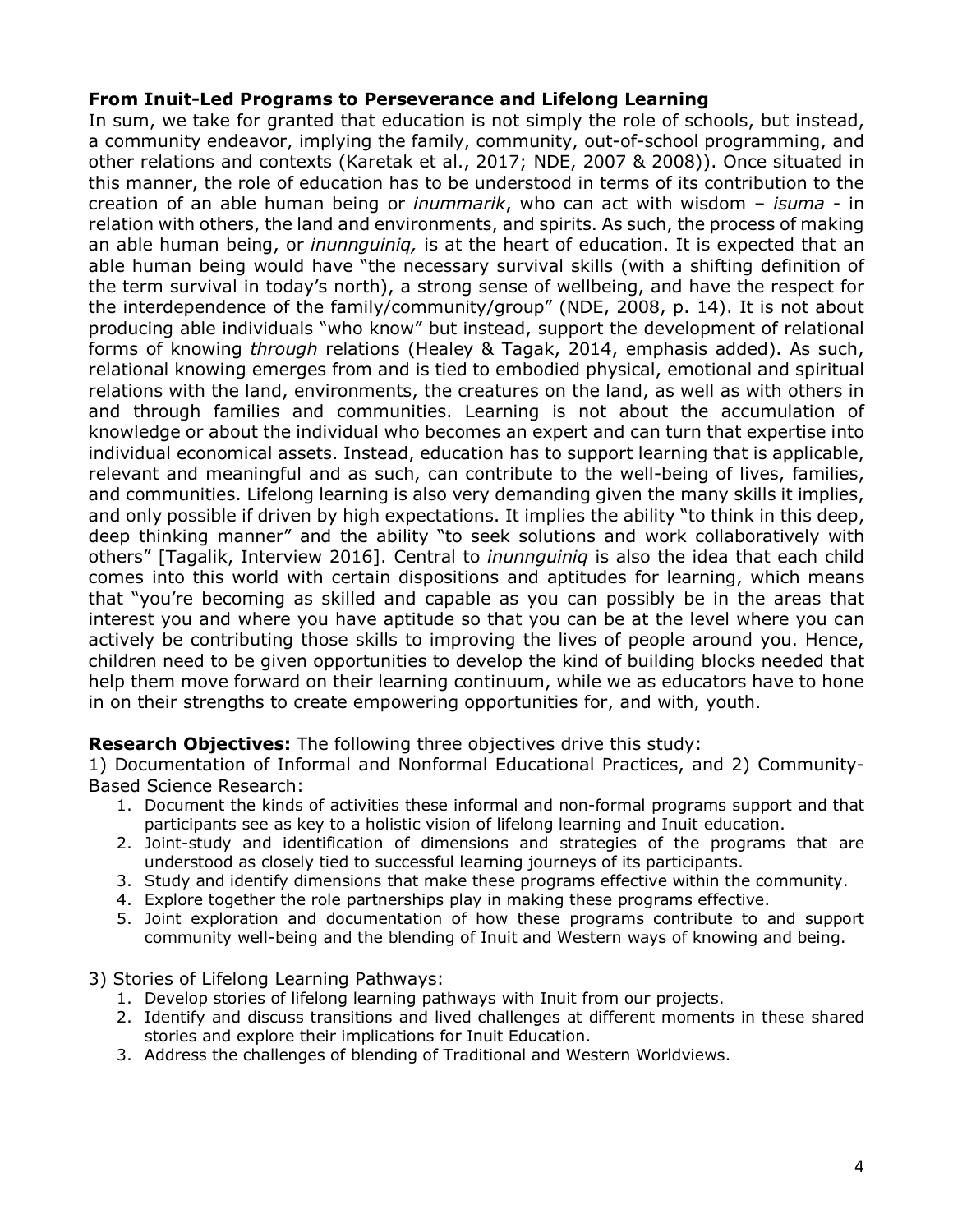**From Inuit-Led Programs to Perseverance and Lifelong Learning**

In sum, we take for granted that education is not simply the role of schools, but instead, a community endeavor, implying the family, community, out-of-school programming, and other relations and contexts (Karetak et al., 2017; NDE, 2007 & 2008)). Once situated in this manner, the role of education has to be understood in terms of its contribution to the creation of an able human being or *inummarik*, who can act with wisdom – *isuma* - in relation with others, the land and environments, and spirits. As such, the process of making an able human being, or *inunnguiniq,* is at the heart of education. It is expected that an able human being would have "the necessary survival skills (with a shifting definition of the term survival in today's north), a strong sense of wellbeing, and have the respect for the interdependence of the family/community/group" (NDE, 2008, p. 14). It is not about producing able individuals "who know" but instead, support the development of relational forms of knowing *through* relations (Healey & Tagak, 2014, emphasis added). As such, relational knowing emerges from and is tied to embodied physical, emotional and spiritual relations with the land, environments, the creatures on the land, as well as with others in and through families and communities. Learning is not about the accumulation of knowledge or about the individual who becomes an expert and can turn that expertise into individual economical assets. Instead, education has to support learning that is applicable, relevant and meaningful and as such, can contribute to the well-being of lives, families, and communities. Lifelong learning is also very demanding given the many skills it implies, and only possible if driven by high expectations. It implies the ability "to think in this deep, deep thinking manner" and the ability "to seek solutions and work collaboratively with others" [Tagalik, Interview 2016]. Central to *inunnguiniq* is also the idea that each child comes into this world with certain dispositions and aptitudes for learning, which means that "you're becoming as skilled and capable as you can possibly be in the areas that interest you and where you have aptitude so that you can be at the level where you can actively be contributing those skills to improving the lives of people around you. Hence, children need to be given opportunities to develop the kind of building blocks needed that help them move forward on their learning continuum, while we as educators have to hone in on their strengths to create empowering opportunities for, and with, youth.

**Research Objectives:** The following three objectives drive this study:

1) Documentation of Informal and Nonformal Educational Practices, and 2) Community-Based Science Research:

1. Document the kinds of activities these informal and non-formal programs support and that participants see as key to a holistic vision of lifelong learning and Inuit education.
2. Joint-study and identification of dimensions and strategies of the programs that are understood as closely tied to successful learning journeys of its participants.
3. Study and identify dimensions that make these programs effective within the community.
4. Explore together the role partnerships play in making these programs effective.
5. Joint exploration and documentation of how these programs contribute to and support community well-being and the blending of Inuit and Western ways of knowing and being.

3) Stories of Lifelong Learning Pathways:

1. Develop stories of lifelong learning pathways with Inuit from our projects.
2. Identify and discuss transitions and lived challenges at different moments in these shared stories and explore their implications for Inuit Education.
3. Address the challenges of blending of Traditional and Western Worldviews.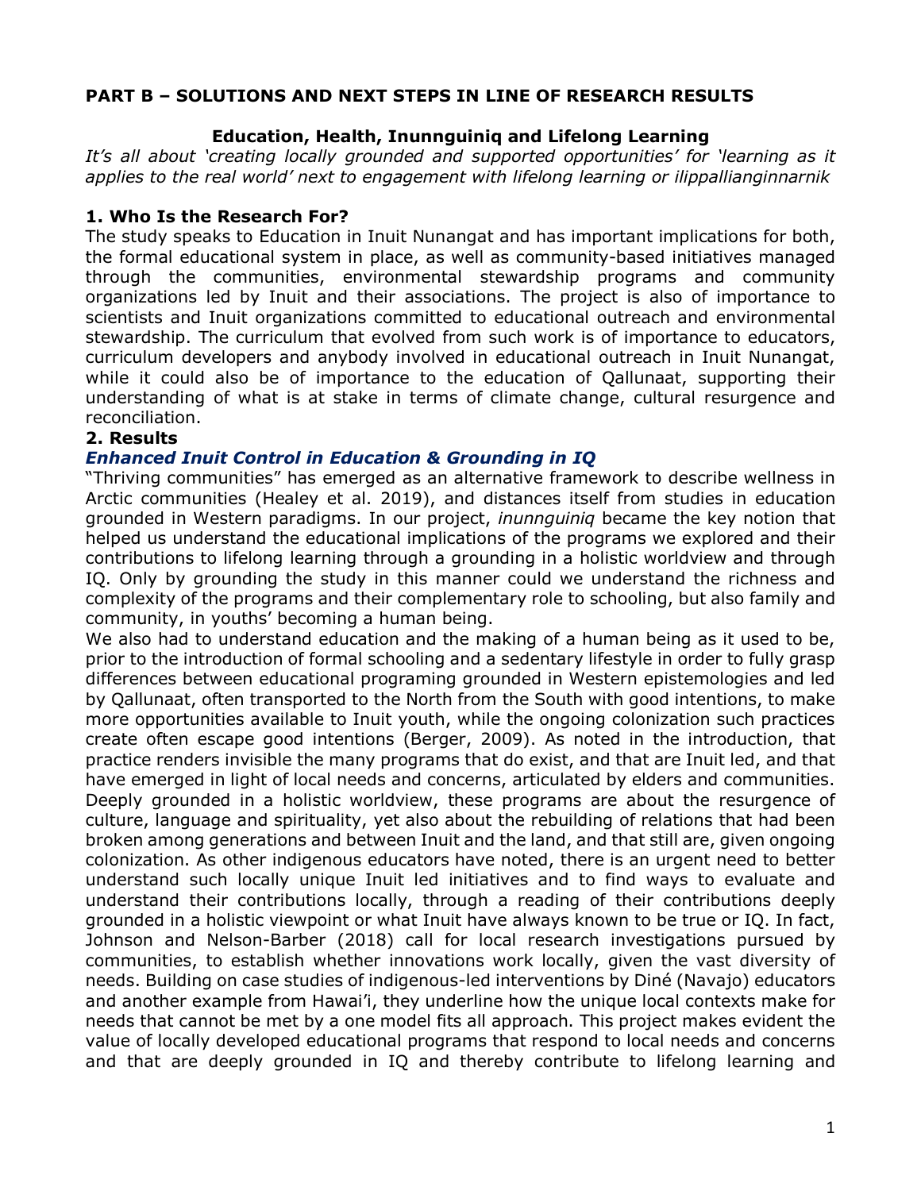## PART B – SOLUTIONS AND NEXT STEPS IN LINE OF RESEARCH RESULTS

### Education, Health, Inunnguiniq and Lifelong Learning

*It's all about 'creating locally grounded and supported opportunities' for 'learning as it applies to the real world' next to engagement with lifelong learning or ilippallianginnarnik*

### 1. Who Is the Research For?

The study speaks to Education in Inuit Nunangat and has important implications for both, the formal educational system in place, as well as community-based initiatives managed through the communities, environmental stewardship programs and community organizations led by Inuit and their associations. The project is also of importance to scientists and Inuit organizations committed to educational outreach and environmental stewardship. The curriculum that evolved from such work is of importance to educators, curriculum developers and anybody involved in educational outreach in Inuit Nunangat, while it could also be of importance to the education of Qallunaat, supporting their understanding of what is at stake in terms of climate change, cultural resurgence and reconciliation.

### 2. Results

#### *Enhanced Inuit Control in Education & Grounding in IQ*

"Thriving communities" has emerged as an alternative framework to describe wellness in Arctic communities (Healey et al. 2019), and distances itself from studies in education grounded in Western paradigms. In our project, *inunnguiniq* became the key notion that helped us understand the educational implications of the programs we explored and their contributions to lifelong learning through a grounding in a holistic worldview and through IQ. Only by grounding the study in this manner could we understand the richness and complexity of the programs and their complementary role to schooling, but also family and community, in youths' becoming a human being.

We also had to understand education and the making of a human being as it used to be, prior to the introduction of formal schooling and a sedentary lifestyle in order to fully grasp differences between educational programing grounded in Western epistemologies and led by Qallunaat, often transported to the North from the South with good intentions, to make more opportunities available to Inuit youth, while the ongoing colonization such practices create often escape good intentions (Berger, 2009). As noted in the introduction, that practice renders invisible the many programs that do exist, and that are Inuit led, and that have emerged in light of local needs and concerns, articulated by elders and communities. Deeply grounded in a holistic worldview, these programs are about the resurgence of culture, language and spirituality, yet also about the rebuilding of relations that had been broken among generations and between Inuit and the land, and that still are, given ongoing colonization. As other indigenous educators have noted, there is an urgent need to better understand such locally unique Inuit led initiatives and to find ways to evaluate and understand their contributions locally, through a reading of their contributions deeply grounded in a holistic viewpoint or what Inuit have always known to be true or IQ. In fact, Johnson and Nelson-Barber (2018) call for local research investigations pursued by communities, to establish whether innovations work locally, given the vast diversity of needs. Building on case studies of indigenous-led interventions by Diné (Navajo) educators and another example from Hawai'i, they underline how the unique local contexts make for needs that cannot be met by a one model fits all approach. This project makes evident the value of locally developed educational programs that respond to local needs and concerns and that are deeply grounded in IQ and thereby contribute to lifelong learning and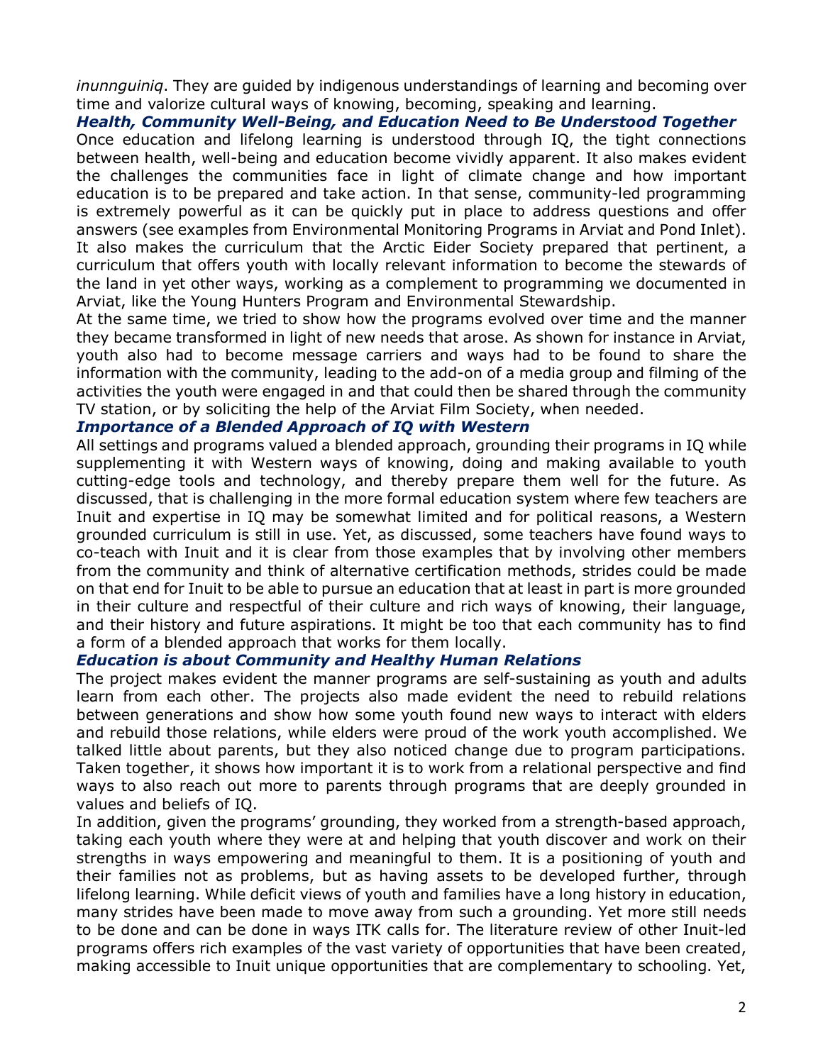*inunnguiniq*. They are guided by indigenous understandings of learning and becoming over time and valorize cultural ways of knowing, becoming, speaking and learning.

### *Health, Community Well-Being, and Education Need to Be Understood Together*

Once education and lifelong learning is understood through IQ, the tight connections between health, well-being and education become vividly apparent. It also makes evident the challenges the communities face in light of climate change and how important education is to be prepared and take action. In that sense, community-led programming is extremely powerful as it can be quickly put in place to address questions and offer answers (see examples from Environmental Monitoring Programs in Arviat and Pond Inlet). It also makes the curriculum that the Arctic Eider Society prepared that pertinent, a curriculum that offers youth with locally relevant information to become the stewards of the land in yet other ways, working as a complement to programming we documented in Arviat, like the Young Hunters Program and Environmental Stewardship.

At the same time, we tried to show how the programs evolved over time and the manner they became transformed in light of new needs that arose. As shown for instance in Arviat, youth also had to become message carriers and ways had to be found to share the information with the community, leading to the add-on of a media group and filming of the activities the youth were engaged in and that could then be shared through the community TV station, or by soliciting the help of the Arviat Film Society, when needed.

### *Importance of a Blended Approach of IQ with Western*

All settings and programs valued a blended approach, grounding their programs in IQ while supplementing it with Western ways of knowing, doing and making available to youth cutting-edge tools and technology, and thereby prepare them well for the future. As discussed, that is challenging in the more formal education system where few teachers are Inuit and expertise in IQ may be somewhat limited and for political reasons, a Western grounded curriculum is still in use. Yet, as discussed, some teachers have found ways to co-teach with Inuit and it is clear from those examples that by involving other members from the community and think of alternative certification methods, strides could be made on that end for Inuit to be able to pursue an education that at least in part is more grounded in their culture and respectful of their culture and rich ways of knowing, their language, and their history and future aspirations. It might be too that each community has to find a form of a blended approach that works for them locally.

### *Education is about Community and Healthy Human Relations*

The project makes evident the manner programs are self-sustaining as youth and adults learn from each other. The projects also made evident the need to rebuild relations between generations and show how some youth found new ways to interact with elders and rebuild those relations, while elders were proud of the work youth accomplished. We talked little about parents, but they also noticed change due to program participations. Taken together, it shows how important it is to work from a relational perspective and find ways to also reach out more to parents through programs that are deeply grounded in values and beliefs of IQ.

In addition, given the programs' grounding, they worked from a strength-based approach, taking each youth where they were at and helping that youth discover and work on their strengths in ways empowering and meaningful to them. It is a positioning of youth and their families not as problems, but as having assets to be developed further, through lifelong learning. While deficit views of youth and families have a long history in education, many strides have been made to move away from such a grounding. Yet more still needs to be done and can be done in ways ITK calls for. The literature review of other Inuit-led programs offers rich examples of the vast variety of opportunities that have been created, making accessible to Inuit unique opportunities that are complementary to schooling. Yet,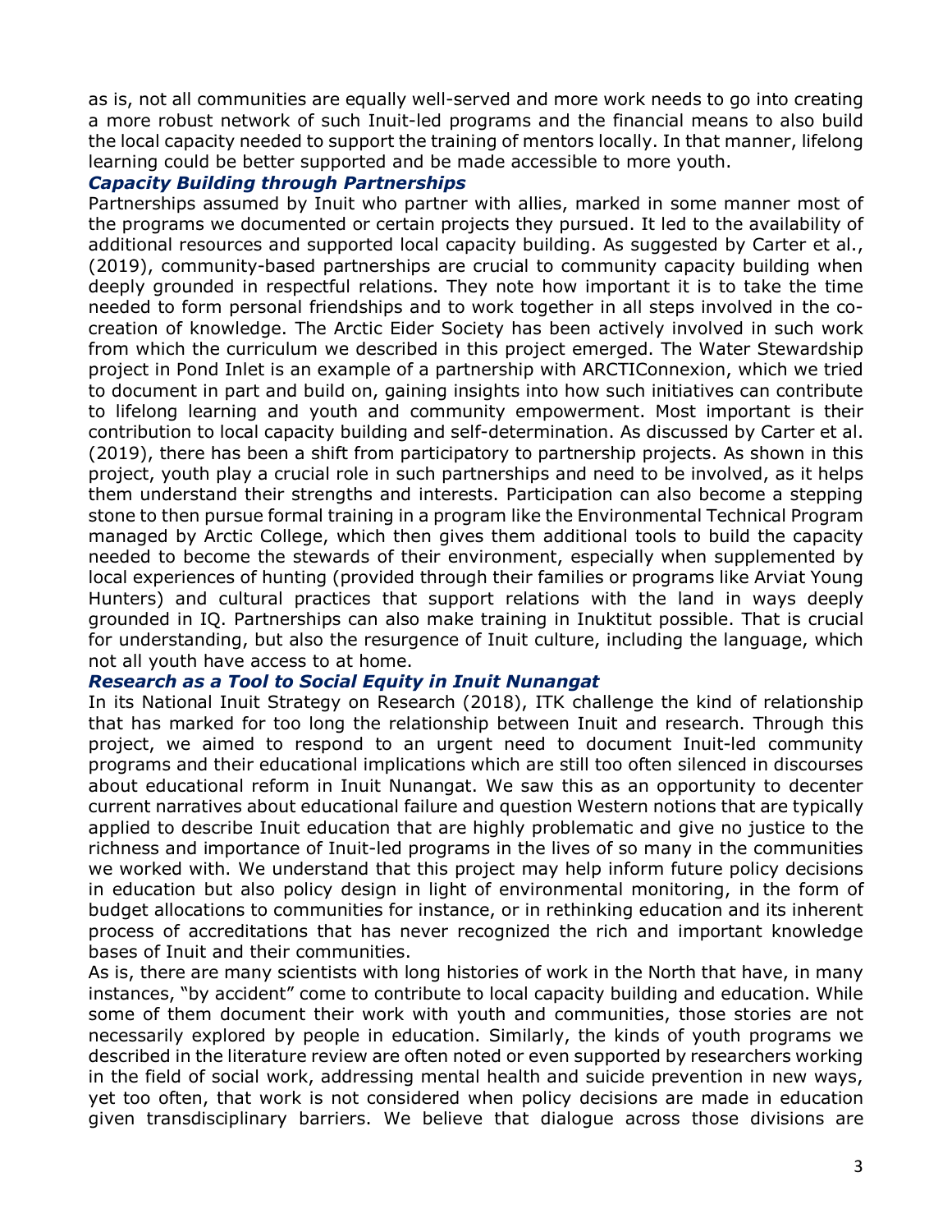as is, not all communities are equally well-served and more work needs to go into creating a more robust network of such Inuit-led programs and the financial means to also build the local capacity needed to support the training of mentors locally. In that manner, lifelong learning could be better supported and be made accessible to more youth.

### *Capacity Building through Partnerships*

Partnerships assumed by Inuit who partner with allies, marked in some manner most of the programs we documented or certain projects they pursued. It led to the availability of additional resources and supported local capacity building. As suggested by Carter et al., (2019), community-based partnerships are crucial to community capacity building when deeply grounded in respectful relations. They note how important it is to take the time needed to form personal friendships and to work together in all steps involved in the co-creation of knowledge. The Arctic Eider Society has been actively involved in such work from which the curriculum we described in this project emerged. The Water Stewardship project in Pond Inlet is an example of a partnership with ARCTIConnexion, which we tried to document in part and build on, gaining insights into how such initiatives can contribute to lifelong learning and youth and community empowerment. Most important is their contribution to local capacity building and self-determination. As discussed by Carter et al. (2019), there has been a shift from participatory to partnership projects. As shown in this project, youth play a crucial role in such partnerships and need to be involved, as it helps them understand their strengths and interests. Participation can also become a stepping stone to then pursue formal training in a program like the Environmental Technical Program managed by Arctic College, which then gives them additional tools to build the capacity needed to become the stewards of their environment, especially when supplemented by local experiences of hunting (provided through their families or programs like Arviat Young Hunters) and cultural practices that support relations with the land in ways deeply grounded in IQ. Partnerships can also make training in Inuktitut possible. That is crucial for understanding, but also the resurgence of Inuit culture, including the language, which not all youth have access to at home.

### *Research as a Tool to Social Equity in Inuit Nunangat*

In its National Inuit Strategy on Research (2018), ITK challenge the kind of relationship that has marked for too long the relationship between Inuit and research. Through this project, we aimed to respond to an urgent need to document Inuit-led community programs and their educational implications which are still too often silenced in discourses about educational reform in Inuit Nunangat. We saw this as an opportunity to decenter current narratives about educational failure and question Western notions that are typically applied to describe Inuit education that are highly problematic and give no justice to the richness and importance of Inuit-led programs in the lives of so many in the communities we worked with. We understand that this project may help inform future policy decisions in education but also policy design in light of environmental monitoring, in the form of budget allocations to communities for instance, or in rethinking education and its inherent process of accreditations that has never recognized the rich and important knowledge bases of Inuit and their communities.

As is, there are many scientists with long histories of work in the North that have, in many instances, "by accident" come to contribute to local capacity building and education. While some of them document their work with youth and communities, those stories are not necessarily explored by people in education. Similarly, the kinds of youth programs we described in the literature review are often noted or even supported by researchers working in the field of social work, addressing mental health and suicide prevention in new ways, yet too often, that work is not considered when policy decisions are made in education given transdisciplinary barriers. We believe that dialogue across those divisions are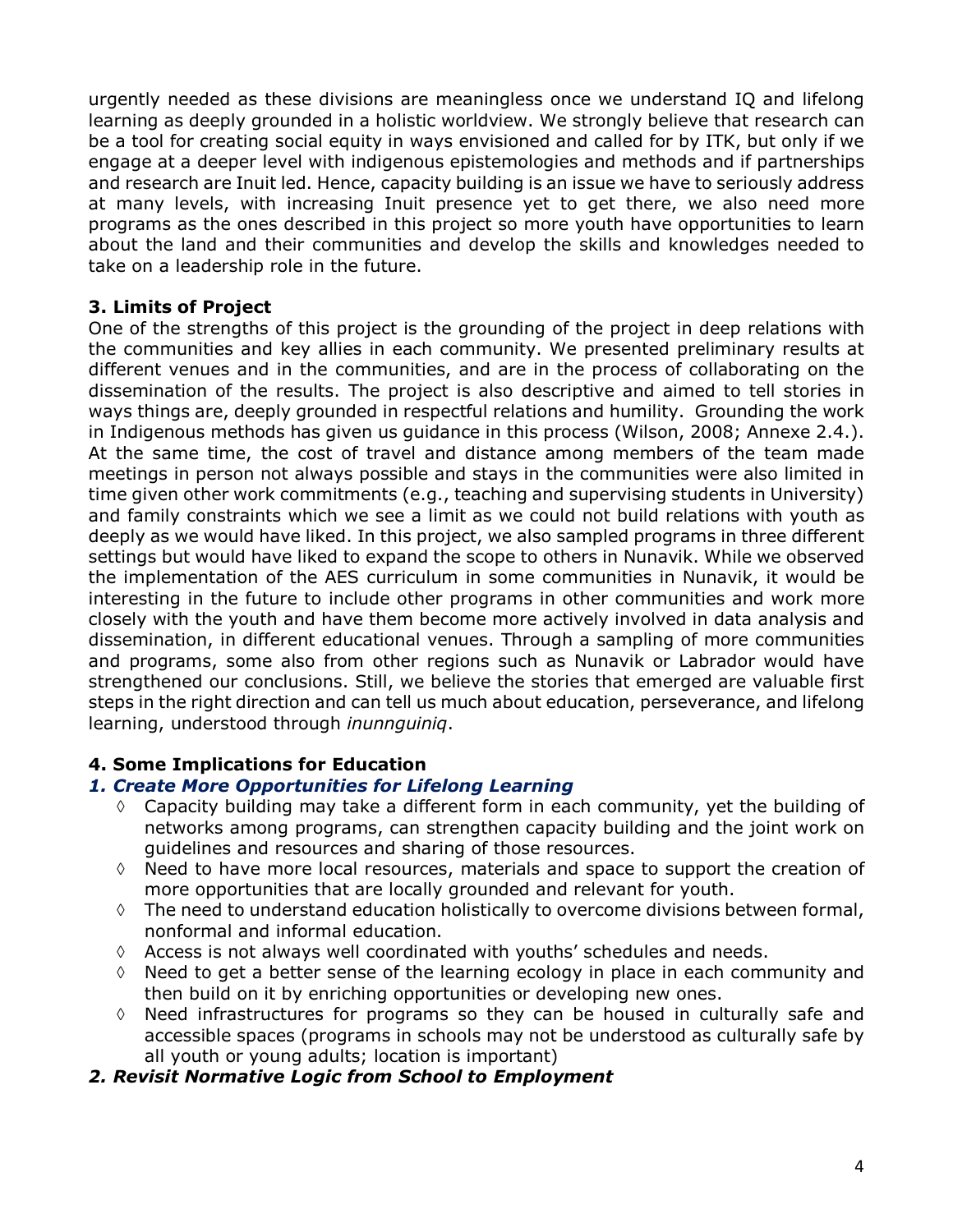urgently needed as these divisions are meaningless once we understand IQ and lifelong learning as deeply grounded in a holistic worldview. We strongly believe that research can be a tool for creating social equity in ways envisioned and called for by ITK, but only if we engage at a deeper level with indigenous epistemologies and methods and if partnerships and research are Inuit led. Hence, capacity building is an issue we have to seriously address at many levels, with increasing Inuit presence yet to get there, we also need more programs as the ones described in this project so more youth have opportunities to learn about the land and their communities and develop the skills and knowledges needed to take on a leadership role in the future.

### 3. Limits of Project

One of the strengths of this project is the grounding of the project in deep relations with the communities and key allies in each community. We presented preliminary results at different venues and in the communities, and are in the process of collaborating on the dissemination of the results. The project is also descriptive and aimed to tell stories in ways things are, deeply grounded in respectful relations and humility. Grounding the work in Indigenous methods has given us guidance in this process (Wilson, 2008; Annexe 2.4.). At the same time, the cost of travel and distance among members of the team made meetings in person not always possible and stays in the communities were also limited in time given other work commitments (e.g., teaching and supervising students in University) and family constraints which we see a limit as we could not build relations with youth as deeply as we would have liked. In this project, we also sampled programs in three different settings but would have liked to expand the scope to others in Nunavik. While we observed the implementation of the AES curriculum in some communities in Nunavik, it would be interesting in the future to include other programs in other communities and work more closely with the youth and have them become more actively involved in data analysis and dissemination, in different educational venues. Through a sampling of more communities and programs, some also from other regions such as Nunavik or Labrador would have strengthened our conclusions. Still, we believe the stories that emerged are valuable first steps in the right direction and can tell us much about education, perseverance, and lifelong learning, understood through *inunnguiniq*.

### 4. Some Implications for Education

#### *1. Create More Opportunities for Lifelong Learning*

- ◊ Capacity building may take a different form in each community, yet the building of networks among programs, can strengthen capacity building and the joint work on guidelines and resources and sharing of those resources.
- ◊ Need to have more local resources, materials and space to support the creation of more opportunities that are locally grounded and relevant for youth.
- ◊ The need to understand education holistically to overcome divisions between formal, nonformal and informal education.
- ◊ Access is not always well coordinated with youths' schedules and needs.
- ◊ Need to get a better sense of the learning ecology in place in each community and then build on it by enriching opportunities or developing new ones.
- ◊ Need infrastructures for programs so they can be housed in culturally safe and accessible spaces (programs in schools may not be understood as culturally safe by all youth or young adults; location is important)

#### *2. Revisit Normative Logic from School to Employment*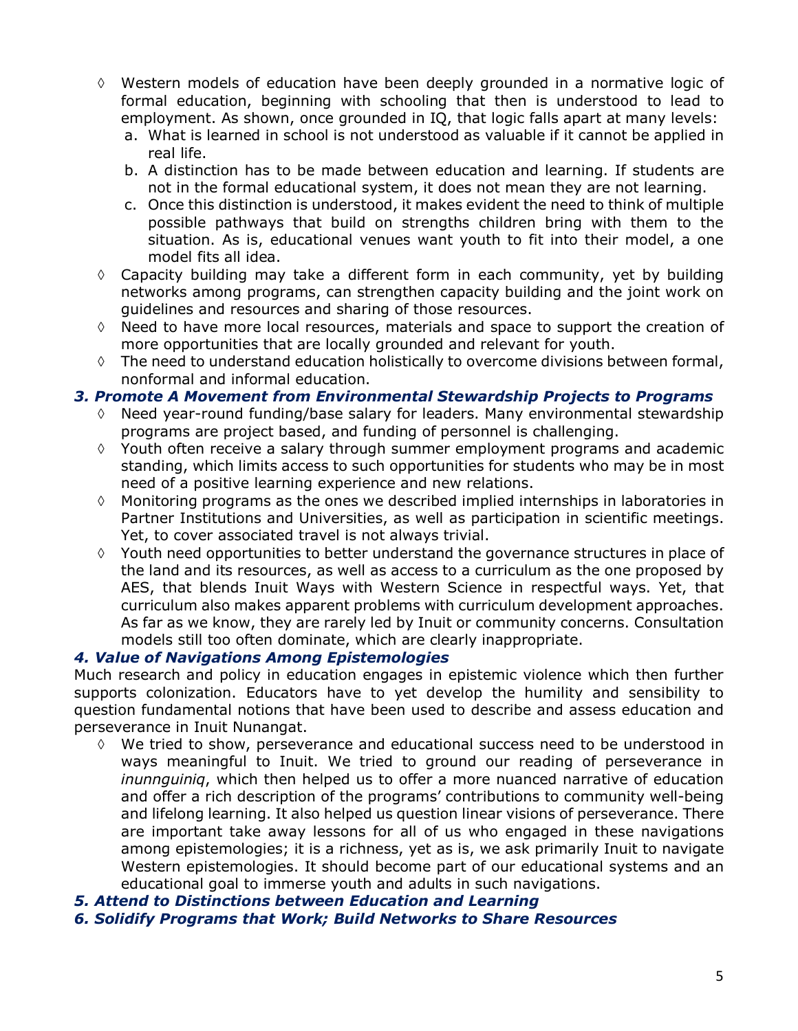- ◊ Western models of education have been deeply grounded in a normative logic of formal education, beginning with schooling that then is understood to lead to employment. As shown, once grounded in IQ, that logic falls apart at many levels:
  a. What is learned in school is not understood as valuable if it cannot be applied in real life.
  b. A distinction has to be made between education and learning. If students are not in the formal educational system, it does not mean they are not learning.
  c. Once this distinction is understood, it makes evident the need to think of multiple possible pathways that build on strengths children bring with them to the situation. As is, educational venues want youth to fit into their model, a one model fits all idea.
- ◊ Capacity building may take a different form in each community, yet by building networks among programs, can strengthen capacity building and the joint work on guidelines and resources and sharing of those resources.
- ◊ Need to have more local resources, materials and space to support the creation of more opportunities that are locally grounded and relevant for youth.
- ◊ The need to understand education holistically to overcome divisions between formal, nonformal and informal education.

### *3. Promote A Movement from Environmental Stewardship Projects to Programs*

- ◊ Need year-round funding/base salary for leaders. Many environmental stewardship programs are project based, and funding of personnel is challenging.
- ◊ Youth often receive a salary through summer employment programs and academic standing, which limits access to such opportunities for students who may be in most need of a positive learning experience and new relations.
- ◊ Monitoring programs as the ones we described implied internships in laboratories in Partner Institutions and Universities, as well as participation in scientific meetings. Yet, to cover associated travel is not always trivial.
- ◊ Youth need opportunities to better understand the governance structures in place of the land and its resources, as well as access to a curriculum as the one proposed by AES, that blends Inuit Ways with Western Science in respectful ways. Yet, that curriculum also makes apparent problems with curriculum development approaches. As far as we know, they are rarely led by Inuit or community concerns. Consultation models still too often dominate, which are clearly inappropriate.

### *4. Value of Navigations Among Epistemologies*

Much research and policy in education engages in epistemic violence which then further supports colonization. Educators have to yet develop the humility and sensibility to question fundamental notions that have been used to describe and assess education and perseverance in Inuit Nunangat.

- ◊ We tried to show, perseverance and educational success need to be understood in ways meaningful to Inuit. We tried to ground our reading of perseverance in *inunnguiniq*, which then helped us to offer a more nuanced narrative of education and offer a rich description of the programs' contributions to community well-being and lifelong learning. It also helped us question linear visions of perseverance. There are important take away lessons for all of us who engaged in these navigations among epistemologies; it is a richness, yet as is, we ask primarily Inuit to navigate Western epistemologies. It should become part of our educational systems and an educational goal to immerse youth and adults in such navigations.

### *5. Attend to Distinctions between Education and Learning*

### *6. Solidify Programs that Work; Build Networks to Share Resources*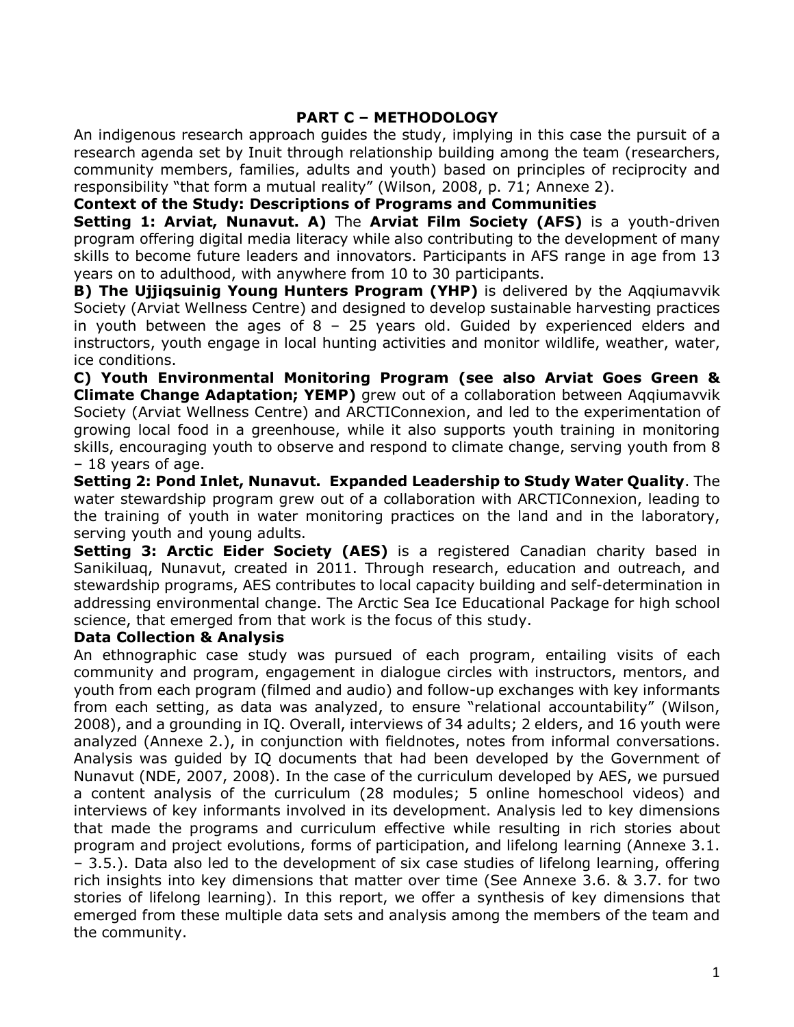## PART C – METHODOLOGY

An indigenous research approach guides the study, implying in this case the pursuit of a research agenda set by Inuit through relationship building among the team (researchers, community members, families, adults and youth) based on principles of reciprocity and responsibility "that form a mutual reality" (Wilson, 2008, p. 71; Annexe 2).

### Context of the Study: Descriptions of Programs and Communities

**Setting 1: Arviat, Nunavut. A)** The **Arviat Film Society (AFS)** is a youth-driven program offering digital media literacy while also contributing to the development of many skills to become future leaders and innovators. Participants in AFS range in age from 13 years on to adulthood, with anywhere from 10 to 30 participants.

**B) The Ujjiqsuinig Young Hunters Program (YHP)** is delivered by the Aqqiumavvik Society (Arviat Wellness Centre) and designed to develop sustainable harvesting practices in youth between the ages of 8 – 25 years old. Guided by experienced elders and instructors, youth engage in local hunting activities and monitor wildlife, weather, water, ice conditions.

**C) Youth Environmental Monitoring Program (see also Arviat Goes Green & Climate Change Adaptation; YEMP)** grew out of a collaboration between Aqqiumavvik Society (Arviat Wellness Centre) and ARCTIConnexion, and led to the experimentation of growing local food in a greenhouse, while it also supports youth training in monitoring skills, encouraging youth to observe and respond to climate change, serving youth from 8 – 18 years of age.

**Setting 2: Pond Inlet, Nunavut. Expanded Leadership to Study Water Quality**. The water stewardship program grew out of a collaboration with ARCTIConnexion, leading to the training of youth in water monitoring practices on the land and in the laboratory, serving youth and young adults.

**Setting 3: Arctic Eider Society (AES)** is a registered Canadian charity based in Sanikiluaq, Nunavut, created in 2011. Through research, education and outreach, and stewardship programs, AES contributes to local capacity building and self-determination in addressing environmental change. The Arctic Sea Ice Educational Package for high school science, that emerged from that work is the focus of this study.

### Data Collection & Analysis

An ethnographic case study was pursued of each program, entailing visits of each community and program, engagement in dialogue circles with instructors, mentors, and youth from each program (filmed and audio) and follow-up exchanges with key informants from each setting, as data was analyzed, to ensure "relational accountability" (Wilson, 2008), and a grounding in IQ. Overall, interviews of 34 adults; 2 elders, and 16 youth were analyzed (Annexe 2.), in conjunction with fieldnotes, notes from informal conversations. Analysis was guided by IQ documents that had been developed by the Government of Nunavut (NDE, 2007, 2008). In the case of the curriculum developed by AES, we pursued a content analysis of the curriculum (28 modules; 5 online homeschool videos) and interviews of key informants involved in its development. Analysis led to key dimensions that made the programs and curriculum effective while resulting in rich stories about program and project evolutions, forms of participation, and lifelong learning (Annexe 3.1. – 3.5.). Data also led to the development of six case studies of lifelong learning, offering rich insights into key dimensions that matter over time (See Annexe 3.6. & 3.7. for two stories of lifelong learning). In this report, we offer a synthesis of key dimensions that emerged from these multiple data sets and analysis among the members of the team and the community.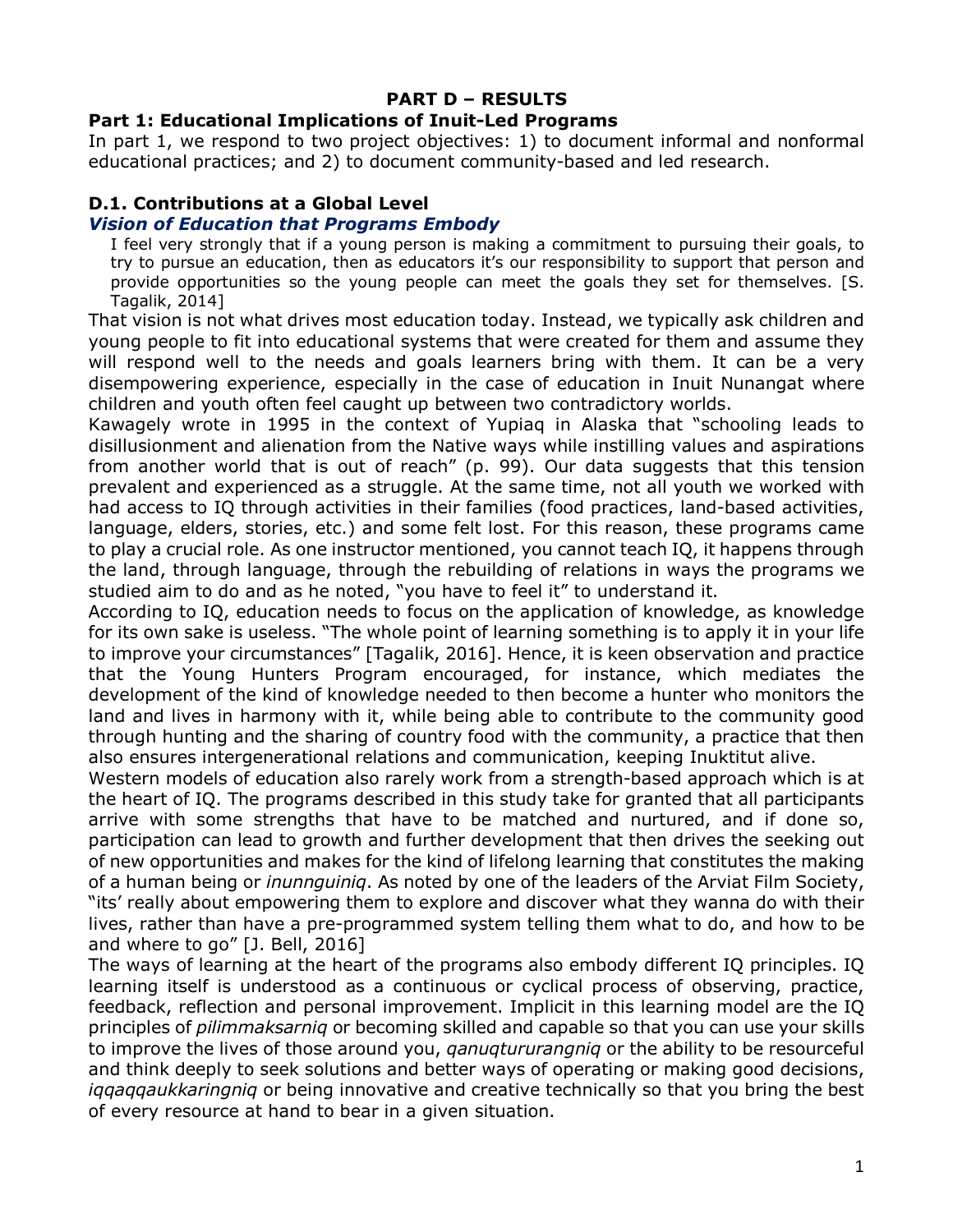# PART D – RESULTS

## Part 1: Educational Implications of Inuit-Led Programs

In part 1, we respond to two project objectives: 1) to document informal and nonformal educational practices; and 2) to document community-based and led research.

### D.1. Contributions at a Global Level

#### *Vision of Education that Programs Embody*

> I feel very strongly that if a young person is making a commitment to pursuing their goals, to try to pursue an education, then as educators it's our responsibility to support that person and provide opportunities so the young people can meet the goals they set for themselves. [S. Tagalik, 2014]

That vision is not what drives most education today. Instead, we typically ask children and young people to fit into educational systems that were created for them and assume they will respond well to the needs and goals learners bring with them. It can be a very disempowering experience, especially in the case of education in Inuit Nunangat where children and youth often feel caught up between two contradictory worlds.

Kawagely wrote in 1995 in the context of Yupiaq in Alaska that "schooling leads to disillusionment and alienation from the Native ways while instilling values and aspirations from another world that is out of reach" (p. 99). Our data suggests that this tension prevalent and experienced as a struggle. At the same time, not all youth we worked with had access to IQ through activities in their families (food practices, land-based activities, language, elders, stories, etc.) and some felt lost. For this reason, these programs came to play a crucial role. As one instructor mentioned, you cannot teach IQ, it happens through the land, through language, through the rebuilding of relations in ways the programs we studied aim to do and as he noted, "you have to feel it" to understand it.

According to IQ, education needs to focus on the application of knowledge, as knowledge for its own sake is useless. "The whole point of learning something is to apply it in your life to improve your circumstances" [Tagalik, 2016]. Hence, it is keen observation and practice that the Young Hunters Program encouraged, for instance, which mediates the development of the kind of knowledge needed to then become a hunter who monitors the land and lives in harmony with it, while being able to contribute to the community good through hunting and the sharing of country food with the community, a practice that then also ensures intergenerational relations and communication, keeping Inuktitut alive.

Western models of education also rarely work from a strength-based approach which is at the heart of IQ. The programs described in this study take for granted that all participants arrive with some strengths that have to be matched and nurtured, and if done so, participation can lead to growth and further development that then drives the seeking out of new opportunities and makes for the kind of lifelong learning that constitutes the making of a human being or *inunnguiniq*. As noted by one of the leaders of the Arviat Film Society, "its' really about empowering them to explore and discover what they wanna do with their lives, rather than have a pre-programmed system telling them what to do, and how to be and where to go" [J. Bell, 2016]

The ways of learning at the heart of the programs also embody different IQ principles. IQ learning itself is understood as a continuous or cyclical process of observing, practice, feedback, reflection and personal improvement. Implicit in this learning model are the IQ principles of *pilimmaksarniq* or becoming skilled and capable so that you can use your skills to improve the lives of those around you, *qanuqtururangniq* or the ability to be resourceful and think deeply to seek solutions and better ways of operating or making good decisions, *iqqaqqaukkaringniq* or being innovative and creative technically so that you bring the best of every resource at hand to bear in a given situation.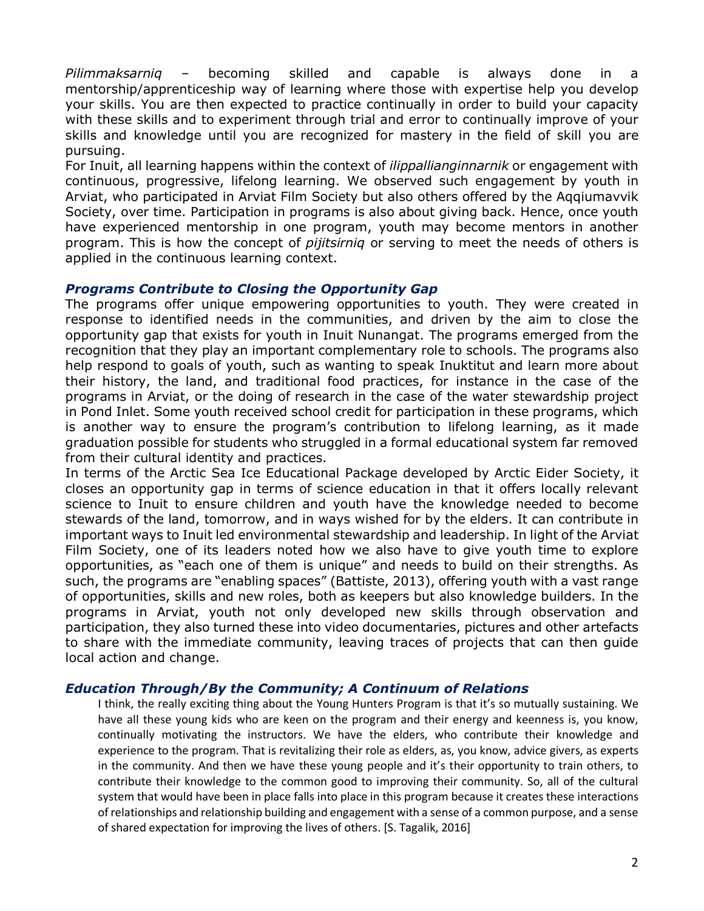*Pilimmaksarniq* – becoming skilled and capable is always done in a mentorship/apprenticeship way of learning where those with expertise help you develop your skills. You are then expected to practice continually in order to build your capacity with these skills and to experiment through trial and error to continually improve of your skills and knowledge until you are recognized for mastery in the field of skill you are pursuing.

For Inuit, all learning happens within the context of *ilippallianginnarnik* or engagement with continuous, progressive, lifelong learning. We observed such engagement by youth in Arviat, who participated in Arviat Film Society but also others offered by the Aqqiumavvik Society, over time. Participation in programs is also about giving back. Hence, once youth have experienced mentorship in one program, youth may become mentors in another program. This is how the concept of *pijitsirniq* or serving to meet the needs of others is applied in the continuous learning context.

### *Programs Contribute to Closing the Opportunity Gap*

The programs offer unique empowering opportunities to youth. They were created in response to identified needs in the communities, and driven by the aim to close the opportunity gap that exists for youth in Inuit Nunangat. The programs emerged from the recognition that they play an important complementary role to schools. The programs also help respond to goals of youth, such as wanting to speak Inuktitut and learn more about their history, the land, and traditional food practices, for instance in the case of the programs in Arviat, or the doing of research in the case of the water stewardship project in Pond Inlet. Some youth received school credit for participation in these programs, which is another way to ensure the program's contribution to lifelong learning, as it made graduation possible for students who struggled in a formal educational system far removed from their cultural identity and practices.

In terms of the Arctic Sea Ice Educational Package developed by Arctic Eider Society, it closes an opportunity gap in terms of science education in that it offers locally relevant science to Inuit to ensure children and youth have the knowledge needed to become stewards of the land, tomorrow, and in ways wished for by the elders. It can contribute in important ways to Inuit led environmental stewardship and leadership. In light of the Arviat Film Society, one of its leaders noted how we also have to give youth time to explore opportunities, as "each one of them is unique" and needs to build on their strengths. As such, the programs are "enabling spaces" (Battiste, 2013), offering youth with a vast range of opportunities, skills and new roles, both as keepers but also knowledge builders. In the programs in Arviat, youth not only developed new skills through observation and participation, they also turned these into video documentaries, pictures and other artefacts to share with the immediate community, leaving traces of projects that can then guide local action and change.

### *Education Through/By the Community; A Continuum of Relations*

> I think, the really exciting thing about the Young Hunters Program is that it's so mutually sustaining. We have all these young kids who are keen on the program and their energy and keenness is, you know, continually motivating the instructors. We have the elders, who contribute their knowledge and experience to the program. That is revitalizing their role as elders, as, you know, advice givers, as experts in the community. And then we have these young people and it's their opportunity to train others, to contribute their knowledge to the common good to improving their community. So, all of the cultural system that would have been in place falls into place in this program because it creates these interactions of relationships and relationship building and engagement with a sense of a common purpose, and a sense of shared expectation for improving the lives of others. [S. Tagalik, 2016]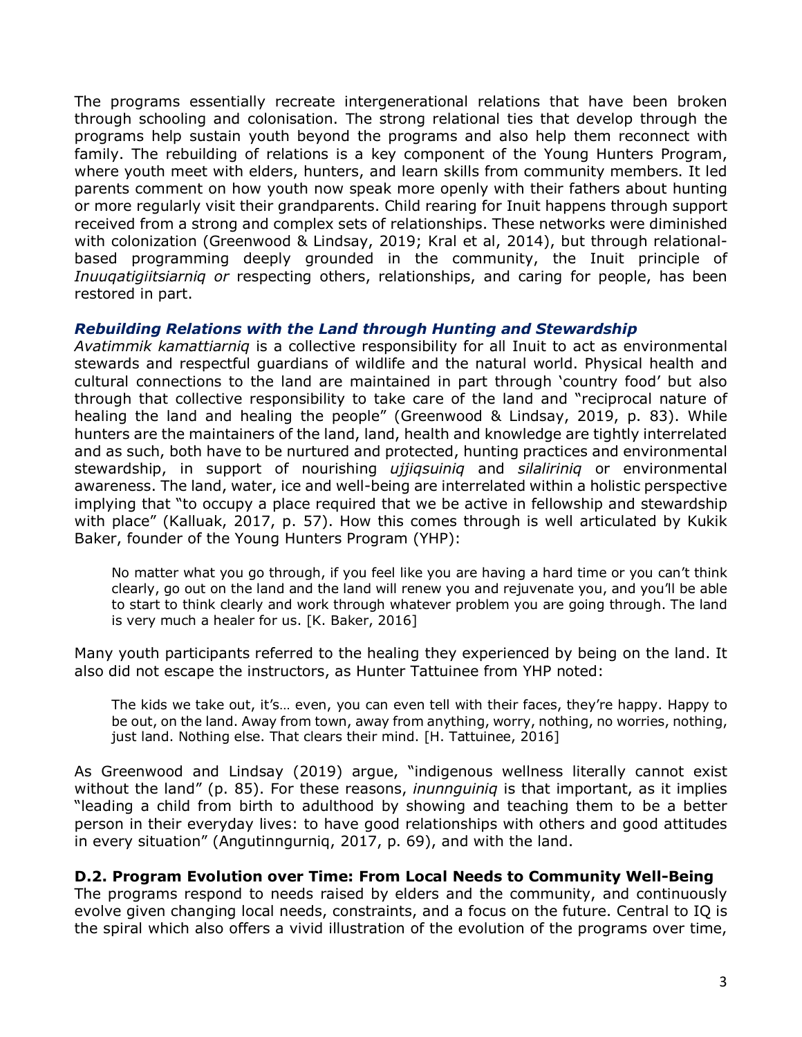The programs essentially recreate intergenerational relations that have been broken through schooling and colonisation. The strong relational ties that develop through the programs help sustain youth beyond the programs and also help them reconnect with family. The rebuilding of relations is a key component of the Young Hunters Program, where youth meet with elders, hunters, and learn skills from community members. It led parents comment on how youth now speak more openly with their fathers about hunting or more regularly visit their grandparents. Child rearing for Inuit happens through support received from a strong and complex sets of relationships. These networks were diminished with colonization (Greenwood & Lindsay, 2019; Kral et al, 2014), but through relational-based programming deeply grounded in the community, the Inuit principle of *Inuuqatigiitsiarniq or* respecting others, relationships, and caring for people, has been restored in part.

### *Rebuilding Relations with the Land through Hunting and Stewardship*

*Avatimmik kamattiarniq* is a collective responsibility for all Inuit to act as environmental stewards and respectful guardians of wildlife and the natural world. Physical health and cultural connections to the land are maintained in part through 'country food' but also through that collective responsibility to take care of the land and "reciprocal nature of healing the land and healing the people" (Greenwood & Lindsay, 2019, p. 83). While hunters are the maintainers of the land, land, health and knowledge are tightly interrelated and as such, both have to be nurtured and protected, hunting practices and environmental stewardship, in support of nourishing *ujjiqsuiniq* and *silaliriniq* or environmental awareness. The land, water, ice and well-being are interrelated within a holistic perspective implying that "to occupy a place required that we be active in fellowship and stewardship with place" (Kalluak, 2017, p. 57). How this comes through is well articulated by Kukik Baker, founder of the Young Hunters Program (YHP):

> No matter what you go through, if you feel like you are having a hard time or you can't think clearly, go out on the land and the land will renew you and rejuvenate you, and you'll be able to start to think clearly and work through whatever problem you are going through. The land is very much a healer for us. [K. Baker, 2016]

Many youth participants referred to the healing they experienced by being on the land. It also did not escape the instructors, as Hunter Tattuinee from YHP noted:

> The kids we take out, it's… even, you can even tell with their faces, they're happy. Happy to be out, on the land. Away from town, away from anything, worry, nothing, no worries, nothing, just land. Nothing else. That clears their mind. [H. Tattuinee, 2016]

As Greenwood and Lindsay (2019) argue, "indigenous wellness literally cannot exist without the land" (p. 85). For these reasons, *inunnguiniq* is that important, as it implies "leading a child from birth to adulthood by showing and teaching them to be a better person in their everyday lives: to have good relationships with others and good attitudes in every situation" (Angutinngurniq, 2017, p. 69), and with the land.

### D.2. Program Evolution over Time: From Local Needs to Community Well-Being

The programs respond to needs raised by elders and the community, and continuously evolve given changing local needs, constraints, and a focus on the future. Central to IQ is the spiral which also offers a vivid illustration of the evolution of the programs over time,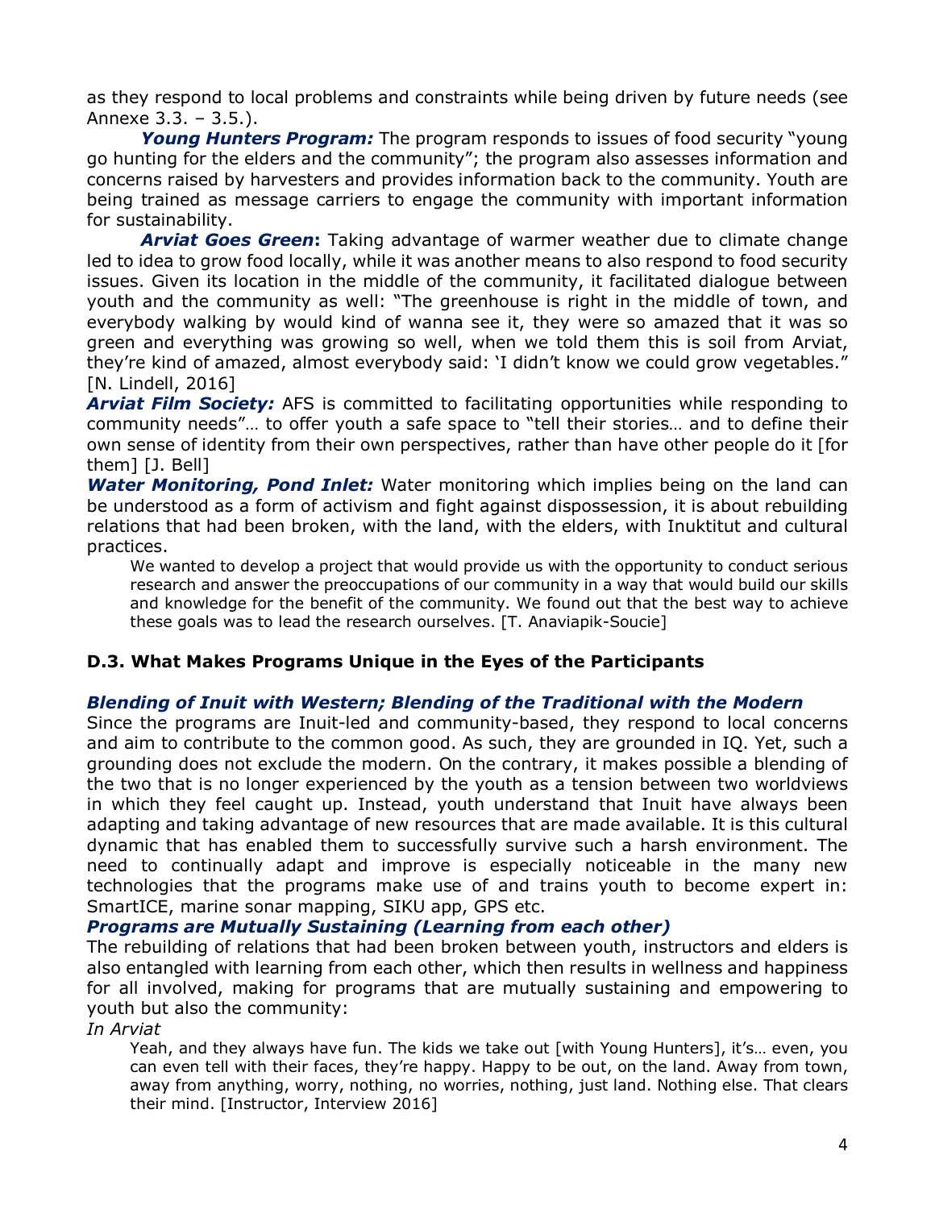as they respond to local problems and constraints while being driven by future needs (see Annexe 3.3. – 3.5.).

***Young Hunters Program:*** The program responds to issues of food security "young go hunting for the elders and the community"; the program also assesses information and concerns raised by harvesters and provides information back to the community. Youth are being trained as message carriers to engage the community with important information for sustainability.

***Arviat Goes Green*****:** Taking advantage of warmer weather due to climate change led to idea to grow food locally, while it was another means to also respond to food security issues. Given its location in the middle of the community, it facilitated dialogue between youth and the community as well: "The greenhouse is right in the middle of town, and everybody walking by would kind of wanna see it, they were so amazed that it was so green and everything was growing so well, when we told them this is soil from Arviat, they're kind of amazed, almost everybody said: 'I didn't know we could grow vegetables." [N. Lindell, 2016]

***Arviat Film Society:*** AFS is committed to facilitating opportunities while responding to community needs"… to offer youth a safe space to "tell their stories… and to define their own sense of identity from their own perspectives, rather than have other people do it [for them] [J. Bell]

***Water Monitoring, Pond Inlet:*** Water monitoring which implies being on the land can be understood as a form of activism and fight against dispossession, it is about rebuilding relations that had been broken, with the land, with the elders, with Inuktitut and cultural practices.

> We wanted to develop a project that would provide us with the opportunity to conduct serious research and answer the preoccupations of our community in a way that would build our skills and knowledge for the benefit of the community. We found out that the best way to achieve these goals was to lead the research ourselves. [T. Anaviapik-Soucie]

### D.3. What Makes Programs Unique in the Eyes of the Participants

#### *Blending of Inuit with Western; Blending of the Traditional with the Modern*

Since the programs are Inuit-led and community-based, they respond to local concerns and aim to contribute to the common good. As such, they are grounded in IQ. Yet, such a grounding does not exclude the modern. On the contrary, it makes possible a blending of the two that is no longer experienced by the youth as a tension between two worldviews in which they feel caught up. Instead, youth understand that Inuit have always been adapting and taking advantage of new resources that are made available. It is this cultural dynamic that has enabled them to successfully survive such a harsh environment. The need to continually adapt and improve is especially noticeable in the many new technologies that the programs make use of and trains youth to become expert in: SmartICE, marine sonar mapping, SIKU app, GPS etc.

#### *Programs are Mutually Sustaining (Learning from each other)*

The rebuilding of relations that had been broken between youth, instructors and elders is also entangled with learning from each other, which then results in wellness and happiness for all involved, making for programs that are mutually sustaining and empowering to youth but also the community:

*In Arviat*

> Yeah, and they always have fun. The kids we take out [with Young Hunters], it's… even, you can even tell with their faces, they're happy. Happy to be out, on the land. Away from town, away from anything, worry, nothing, no worries, nothing, just land. Nothing else. That clears their mind. [Instructor, Interview 2016]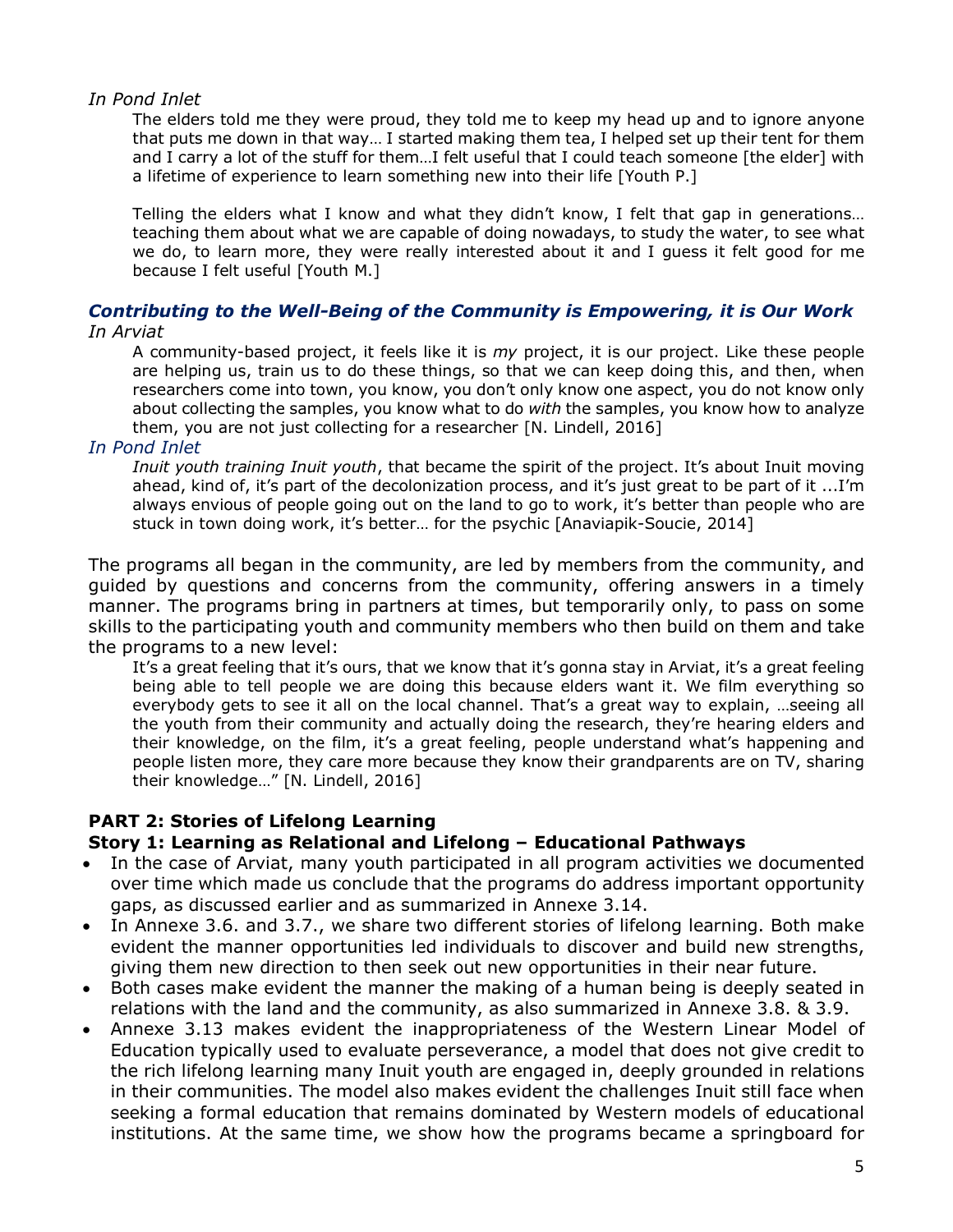*In Pond Inlet*

> The elders told me they were proud, they told me to keep my head up and to ignore anyone that puts me down in that way… I started making them tea, I helped set up their tent for them and I carry a lot of the stuff for them…I felt useful that I could teach someone [the elder] with a lifetime of experience to learn something new into their life [Youth P.]
>
> Telling the elders what I know and what they didn't know, I felt that gap in generations… teaching them about what we are capable of doing nowadays, to study the water, to see what we do, to learn more, they were really interested about it and I guess it felt good for me because I felt useful [Youth M.]

### *Contributing to the Well-Being of the Community is Empowering, it is Our Work*

*In Arviat*

> A community-based project, it feels like it is *my* project, it is our project. Like these people are helping us, train us to do these things, so that we can keep doing this, and then, when researchers come into town, you know, you don't only know one aspect, you do not know only about collecting the samples, you know what to do *with* the samples, you know how to analyze them, you are not just collecting for a researcher [N. Lindell, 2016]

*In Pond Inlet*

> *Inuit youth training Inuit youth*, that became the spirit of the project. It's about Inuit moving ahead, kind of, it's part of the decolonization process, and it's just great to be part of it ...I'm always envious of people going out on the land to go to work, it's better than people who are stuck in town doing work, it's better… for the psychic [Anaviapik-Soucie, 2014]

The programs all began in the community, are led by members from the community, and guided by questions and concerns from the community, offering answers in a timely manner. The programs bring in partners at times, but temporarily only, to pass on some skills to the participating youth and community members who then build on them and take the programs to a new level:

> It's a great feeling that it's ours, that we know that it's gonna stay in Arviat, it's a great feeling being able to tell people we are doing this because elders want it. We film everything so everybody gets to see it all on the local channel. That's a great way to explain, …seeing all the youth from their community and actually doing the research, they're hearing elders and their knowledge, on the film, it's a great feeling, people understand what's happening and people listen more, they care more because they know their grandparents are on TV, sharing their knowledge…" [N. Lindell, 2016]

## PART 2: Stories of Lifelong Learning

### Story 1: Learning as Relational and Lifelong – Educational Pathways

- In the case of Arviat, many youth participated in all program activities we documented over time which made us conclude that the programs do address important opportunity gaps, as discussed earlier and as summarized in Annexe 3.14.
- In Annexe 3.6. and 3.7., we share two different stories of lifelong learning. Both make evident the manner opportunities led individuals to discover and build new strengths, giving them new direction to then seek out new opportunities in their near future.
- Both cases make evident the manner the making of a human being is deeply seated in relations with the land and the community, as also summarized in Annexe 3.8. & 3.9.
- Annexe 3.13 makes evident the inappropriateness of the Western Linear Model of Education typically used to evaluate perseverance, a model that does not give credit to the rich lifelong learning many Inuit youth are engaged in, deeply grounded in relations in their communities. The model also makes evident the challenges Inuit still face when seeking a formal education that remains dominated by Western models of educational institutions. At the same time, we show how the programs became a springboard for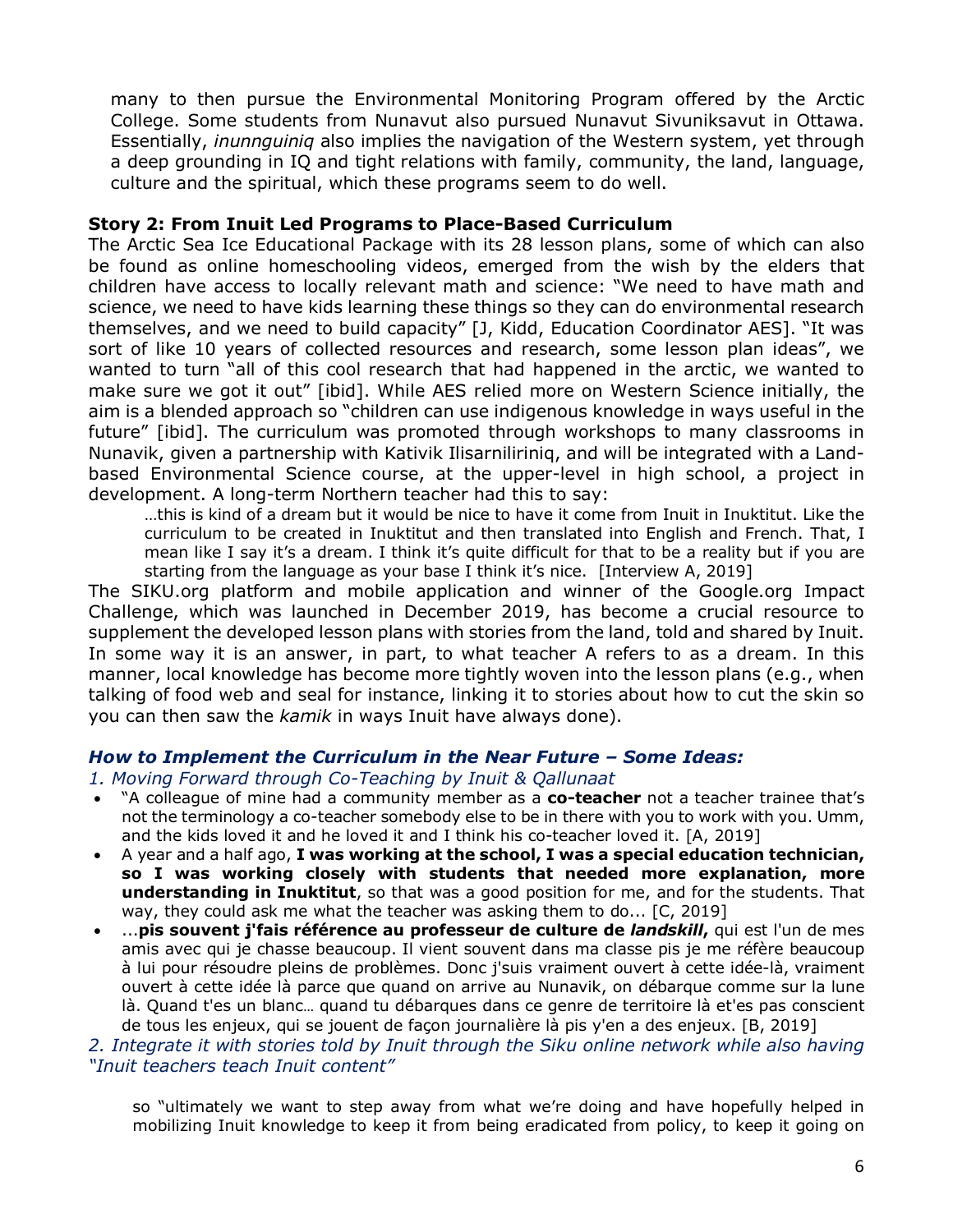many to then pursue the Environmental Monitoring Program offered by the Arctic College. Some students from Nunavut also pursued Nunavut Sivuniksavut in Ottawa. Essentially, *inunnguiniq* also implies the navigation of the Western system, yet through a deep grounding in IQ and tight relations with family, community, the land, language, culture and the spiritual, which these programs seem to do well.

**Story 2: From Inuit Led Programs to Place-Based Curriculum**

The Arctic Sea Ice Educational Package with its 28 lesson plans, some of which can also be found as online homeschooling videos, emerged from the wish by the elders that children have access to locally relevant math and science: "We need to have math and science, we need to have kids learning these things so they can do environmental research themselves, and we need to build capacity" [J, Kidd, Education Coordinator AES]. "It was sort of like 10 years of collected resources and research, some lesson plan ideas", we wanted to turn "all of this cool research that had happened in the arctic, we wanted to make sure we got it out" [ibid]. While AES relied more on Western Science initially, the aim is a blended approach so "children can use indigenous knowledge in ways useful in the future" [ibid]. The curriculum was promoted through workshops to many classrooms in Nunavik, given a partnership with Kativik Ilisarniliriniq, and will be integrated with a Land-based Environmental Science course, at the upper-level in high school, a project in development. A long-term Northern teacher had this to say:

> …this is kind of a dream but it would be nice to have it come from Inuit in Inuktitut. Like the curriculum to be created in Inuktitut and then translated into English and French. That, I mean like I say it's a dream. I think it's quite difficult for that to be a reality but if you are starting from the language as your base I think it's nice. [Interview A, 2019]

The SIKU.org platform and mobile application and winner of the Google.org Impact Challenge, which was launched in December 2019, has become a crucial resource to supplement the developed lesson plans with stories from the land, told and shared by Inuit. In some way it is an answer, in part, to what teacher A refers to as a dream. In this manner, local knowledge has become more tightly woven into the lesson plans (e.g., when talking of food web and seal for instance, linking it to stories about how to cut the skin so you can then saw the *kamik* in ways Inuit have always done).

***How to Implement the Curriculum in the Near Future – Some Ideas:***

*1. Moving Forward through Co-Teaching by Inuit & Qallunaat*

- "A colleague of mine had a community member as a **co-teacher** not a teacher trainee that's not the terminology a co-teacher somebody else to be in there with you to work with you. Umm, and the kids loved it and he loved it and I think his co-teacher loved it. [A, 2019]
- A year and a half ago, **I was working at the school, I was a special education technician, so I was working closely with students that needed more explanation, more understanding in Inuktitut**, so that was a good position for me, and for the students. That way, they could ask me what the teacher was asking them to do... [C, 2019]
- ...**pis souvent j'fais référence au professeur de culture de *landskill*,** qui est l'un de mes amis avec qui je chasse beaucoup. Il vient souvent dans ma classe pis je me réfère beaucoup à lui pour résoudre pleins de problèmes. Donc j'suis vraiment ouvert à cette idée-là, vraiment ouvert à cette idée là parce que quand on arrive au Nunavik, on débarque comme sur la lune là. Quand t'es un blanc… quand tu débarques dans ce genre de territoire là et'es pas conscient de tous les enjeux, qui se jouent de façon journalière là pis y'en a des enjeux. [B, 2019]

*2. Integrate it with stories told by Inuit through the Siku online network while also having "Inuit teachers teach Inuit content"*

> so "ultimately we want to step away from what we're doing and have hopefully helped in mobilizing Inuit knowledge to keep it from being eradicated from policy, to keep it going on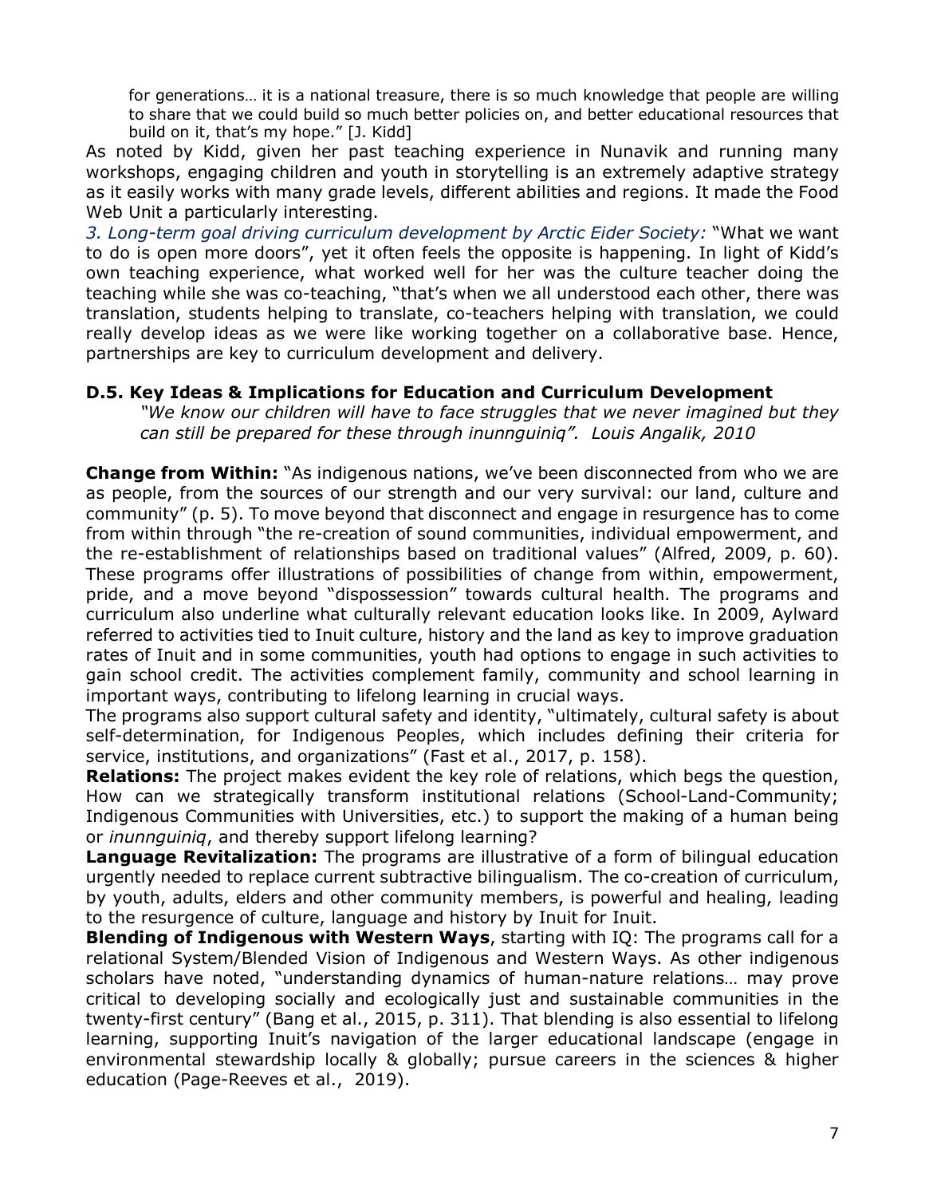> for generations… it is a national treasure, there is so much knowledge that people are willing to share that we could build so much better policies on, and better educational resources that build on it, that's my hope." [J. Kidd]

As noted by Kidd, given her past teaching experience in Nunavik and running many workshops, engaging children and youth in storytelling is an extremely adaptive strategy as it easily works with many grade levels, different abilities and regions. It made the Food Web Unit a particularly interesting.

*3. Long-term goal driving curriculum development by Arctic Eider Society:* "What we want to do is open more doors", yet it often feels the opposite is happening. In light of Kidd's own teaching experience, what worked well for her was the culture teacher doing the teaching while she was co-teaching, "that's when we all understood each other, there was translation, students helping to translate, co-teachers helping with translation, we could really develop ideas as we were like working together on a collaborative base. Hence, partnerships are key to curriculum development and delivery.

### D.5. Key Ideas & Implications for Education and Curriculum Development

> *"We know our children will have to face struggles that we never imagined but they can still be prepared for these through inunnguiniq". Louis Angalik, 2010*

**Change from Within:** "As indigenous nations, we've been disconnected from who we are as people, from the sources of our strength and our very survival: our land, culture and community" (p. 5). To move beyond that disconnect and engage in resurgence has to come from within through "the re-creation of sound communities, individual empowerment, and the re-establishment of relationships based on traditional values" (Alfred, 2009, p. 60). These programs offer illustrations of possibilities of change from within, empowerment, pride, and a move beyond "dispossession" towards cultural health. The programs and curriculum also underline what culturally relevant education looks like. In 2009, Aylward referred to activities tied to Inuit culture, history and the land as key to improve graduation rates of Inuit and in some communities, youth had options to engage in such activities to gain school credit. The activities complement family, community and school learning in important ways, contributing to lifelong learning in crucial ways.

The programs also support cultural safety and identity, "ultimately, cultural safety is about self-determination, for Indigenous Peoples, which includes defining their criteria for service, institutions, and organizations" (Fast et al., 2017, p. 158).

**Relations:** The project makes evident the key role of relations, which begs the question, How can we strategically transform institutional relations (School-Land-Community; Indigenous Communities with Universities, etc.) to support the making of a human being or *inunnguiniq*, and thereby support lifelong learning?

**Language Revitalization:** The programs are illustrative of a form of bilingual education urgently needed to replace current subtractive bilingualism. The co-creation of curriculum, by youth, adults, elders and other community members, is powerful and healing, leading to the resurgence of culture, language and history by Inuit for Inuit.

**Blending of Indigenous with Western Ways**, starting with IQ: The programs call for a relational System/Blended Vision of Indigenous and Western Ways. As other indigenous scholars have noted, "understanding dynamics of human-nature relations… may prove critical to developing socially and ecologically just and sustainable communities in the twenty-first century" (Bang et al., 2015, p. 311). That blending is also essential to lifelong learning, supporting Inuit's navigation of the larger educational landscape (engage in environmental stewardship locally & globally; pursue careers in the sciences & higher education (Page-Reeves et al., 2019).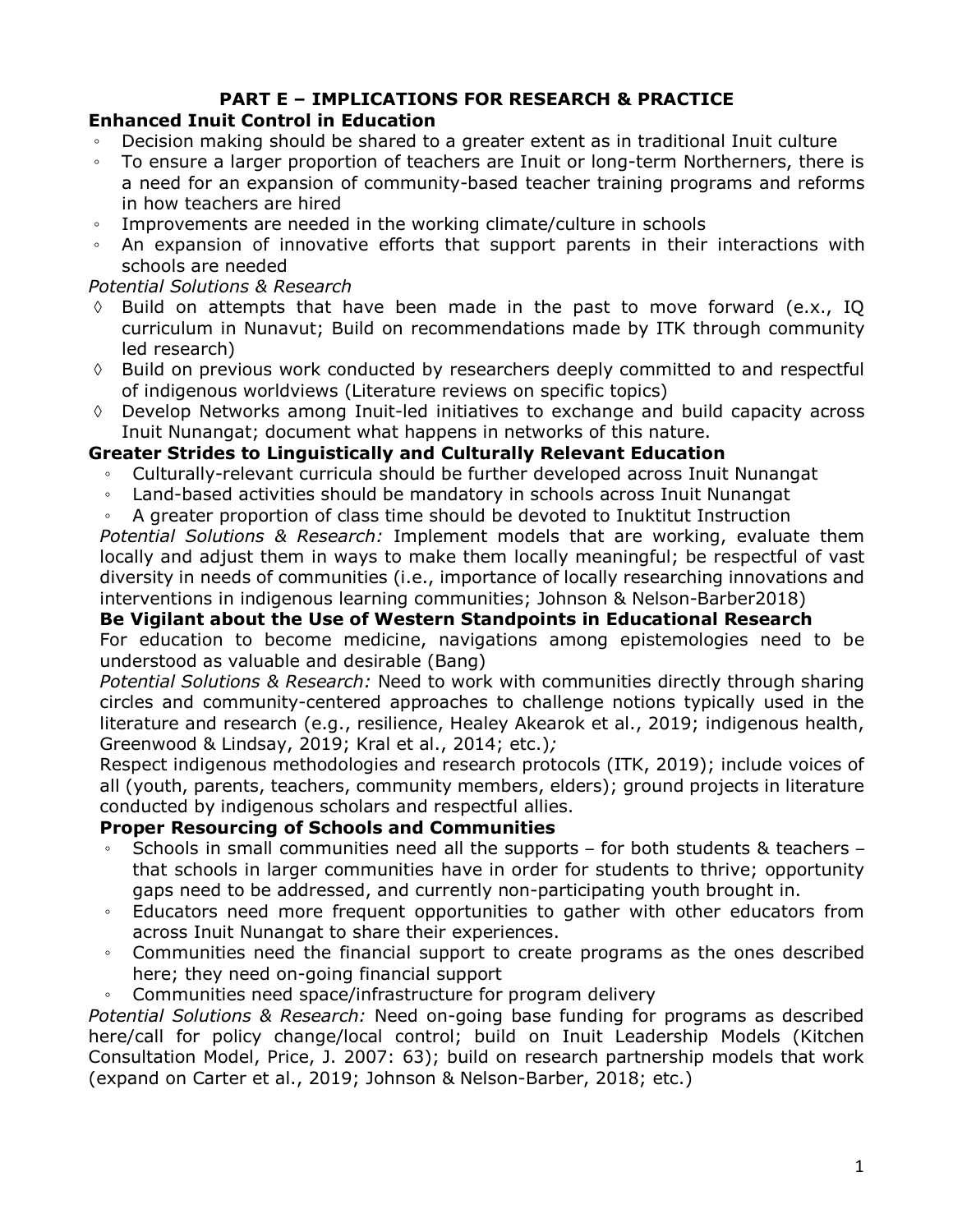## PART E – IMPLICATIONS FOR RESEARCH & PRACTICE

### Enhanced Inuit Control in Education

- Decision making should be shared to a greater extent as in traditional Inuit culture
- To ensure a larger proportion of teachers are Inuit or long-term Northerners, there is a need for an expansion of community-based teacher training programs and reforms in how teachers are hired
- Improvements are needed in the working climate/culture in schools
- An expansion of innovative efforts that support parents in their interactions with schools are needed

*Potential Solutions & Research*

- ◊ Build on attempts that have been made in the past to move forward (e.x., IQ curriculum in Nunavut; Build on recommendations made by ITK through community led research)
- ◊ Build on previous work conducted by researchers deeply committed to and respectful of indigenous worldviews (Literature reviews on specific topics)
- ◊ Develop Networks among Inuit-led initiatives to exchange and build capacity across Inuit Nunangat; document what happens in networks of this nature.

### Greater Strides to Linguistically and Culturally Relevant Education

- Culturally-relevant curricula should be further developed across Inuit Nunangat
- Land-based activities should be mandatory in schools across Inuit Nunangat
- A greater proportion of class time should be devoted to Inuktitut Instruction

*Potential Solutions & Research:* Implement models that are working, evaluate them locally and adjust them in ways to make them locally meaningful; be respectful of vast diversity in needs of communities (i.e., importance of locally researching innovations and interventions in indigenous learning communities; Johnson & Nelson-Barber2018)

### Be Vigilant about the Use of Western Standpoints in Educational Research

For education to become medicine, navigations among epistemologies need to be understood as valuable and desirable (Bang)

*Potential Solutions & Research:* Need to work with communities directly through sharing circles and community-centered approaches to challenge notions typically used in the literature and research (e.g., resilience, Healey Akearok et al., 2019; indigenous health, Greenwood & Lindsay, 2019; Kral et al., 2014; etc.)*;*

Respect indigenous methodologies and research protocols (ITK, 2019); include voices of all (youth, parents, teachers, community members, elders); ground projects in literature conducted by indigenous scholars and respectful allies.

### Proper Resourcing of Schools and Communities

- Schools in small communities need all the supports – for both students & teachers – that schools in larger communities have in order for students to thrive; opportunity gaps need to be addressed, and currently non-participating youth brought in.
- Educators need more frequent opportunities to gather with other educators from across Inuit Nunangat to share their experiences.
- Communities need the financial support to create programs as the ones described here; they need on-going financial support
- Communities need space/infrastructure for program delivery

*Potential Solutions & Research:* Need on-going base funding for programs as described here/call for policy change/local control; build on Inuit Leadership Models (Kitchen Consultation Model, Price, J. 2007: 63); build on research partnership models that work (expand on Carter et al., 2019; Johnson & Nelson-Barber, 2018; etc.)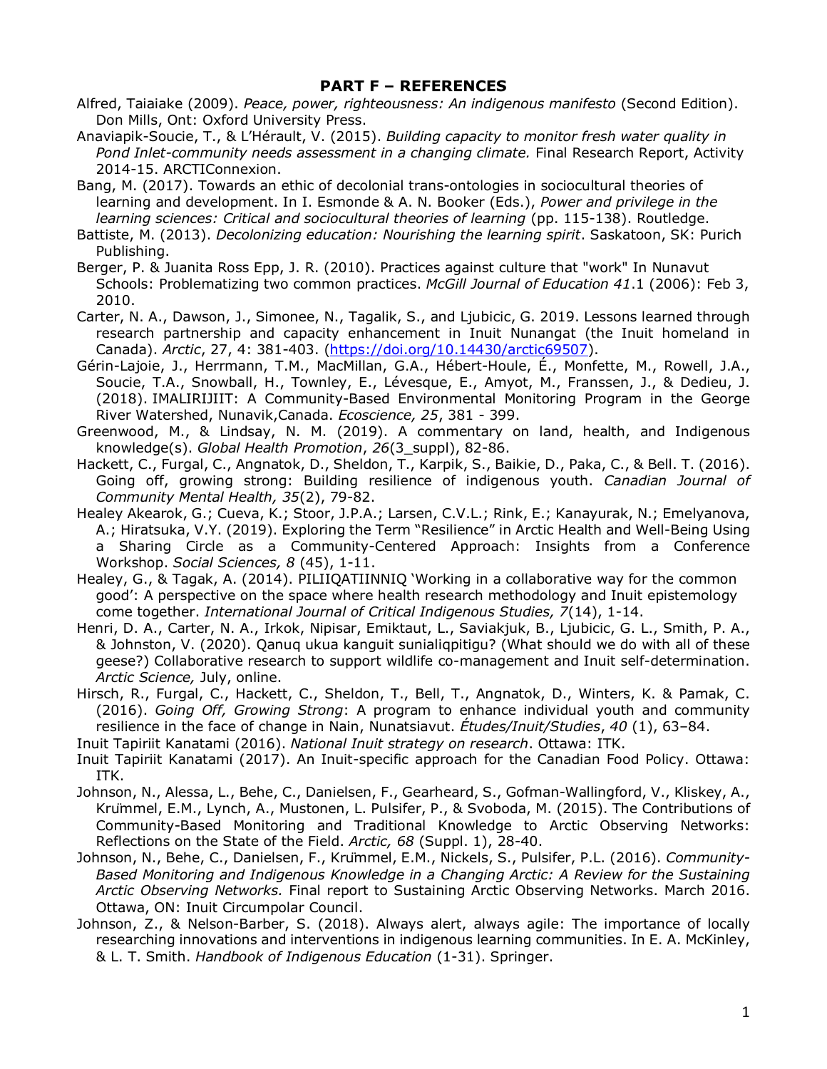## PART F – REFERENCES

Alfred, Taiaiake (2009). *Peace, power, righteousness: An indigenous manifesto* (Second Edition). Don Mills, Ont: Oxford University Press.

Anaviapik-Soucie, T., & L'Hérault, V. (2015). *Building capacity to monitor fresh water quality in Pond Inlet-community needs assessment in a changing climate.* Final Research Report, Activity 2014-15. ARCTIConnexion.

Bang, M. (2017). Towards an ethic of decolonial trans-ontologies in sociocultural theories of learning and development. In I. Esmonde & A. N. Booker (Eds.), *Power and privilege in the learning sciences: Critical and sociocultural theories of learning* (pp. 115-138). Routledge.

Battiste, M. (2013). *Decolonizing education: Nourishing the learning spirit*. Saskatoon, SK: Purich Publishing.

Berger, P. & Juanita Ross Epp, J. R. (2010). Practices against culture that "work" In Nunavut Schools: Problematizing two common practices. *McGill Journal of Education 41*.1 (2006): Feb 3, 2010.

Carter, N. A., Dawson, J., Simonee, N., Tagalik, S., and Ljubicic, G. 2019. Lessons learned through research partnership and capacity enhancement in Inuit Nunangat (the Inuit homeland in Canada). *Arctic*, 27, 4: 381-403. (https://doi.org/10.14430/arctic69507).

Gérin-Lajoie, J., Herrmann, T.M., MacMillan, G.A., Hébert-Houle, É., Monfette, M., Rowell, J.A., Soucie, T.A., Snowball, H., Townley, E., Lévesque, E., Amyot, M., Franssen, J., & Dedieu, J. (2018). IMALIRIJIIT: A Community-Based Environmental Monitoring Program in the George River Watershed, Nunavik,Canada. *Ecoscience, 25*, 381 - 399.

Greenwood, M., & Lindsay, N. M. (2019). A commentary on land, health, and Indigenous knowledge(s). *Global Health Promotion*, *26*(3_suppl), 82-86.

Hackett, C., Furgal, C., Angnatok, D., Sheldon, T., Karpik, S., Baikie, D., Paka, C., & Bell. T. (2016). Going off, growing strong: Building resilience of indigenous youth. *Canadian Journal of Community Mental Health, 35*(2), 79-82.

Healey Akearok, G.; Cueva, K.; Stoor, J.P.A.; Larsen, C.V.L.; Rink, E.; Kanayurak, N.; Emelyanova, A.; Hiratsuka, V.Y. (2019). Exploring the Term "Resilience" in Arctic Health and Well-Being Using a Sharing Circle as a Community-Centered Approach: Insights from a Conference Workshop. *Social Sciences, 8* (45), 1-11.

Healey, G., & Tagak, A. (2014). PILIIQATIINNIQ 'Working in a collaborative way for the common good': A perspective on the space where health research methodology and Inuit epistemology come together. *International Journal of Critical Indigenous Studies, 7*(14), 1-14.

Henri, D. A., Carter, N. A., Irkok, Nipisar, Emiktaut, L., Saviakjuk, B., Ljubicic, G. L., Smith, P. A., & Johnston, V. (2020). Qanuq ukua kanguit sunialiqpitigu? (What should we do with all of these geese?) Collaborative research to support wildlife co-management and Inuit self-determination. *Arctic Science,* July, online.

Hirsch, R., Furgal, C., Hackett, C., Sheldon, T., Bell, T., Angnatok, D., Winters, K. & Pamak, C. (2016). *Going Off, Growing Strong*: A program to enhance individual youth and community resilience in the face of change in Nain, Nunatsiavut. *Études/Inuit/Studies*, *40* (1), 63–84.

Inuit Tapiriit Kanatami (2016). *National Inuit strategy on research*. Ottawa: ITK.

Inuit Tapiriit Kanatami (2017). An Inuit-specific approach for the Canadian Food Policy. Ottawa: ITK.

Johnson, N., Alessa, L., Behe, C., Danielsen, F., Gearheard, S., Gofman-Wallingford, V., Kliskey, A., Krümmel, E.M., Lynch, A., Mustonen, L. Pulsifer, P., & Svoboda, M. (2015). The Contributions of Community-Based Monitoring and Traditional Knowledge to Arctic Observing Networks: Reflections on the State of the Field. *Arctic, 68* (Suppl. 1), 28-40.

Johnson, N., Behe, C., Danielsen, F., Krümmel, E.M., Nickels, S., Pulsifer, P.L. (2016). *Community-Based Monitoring and Indigenous Knowledge in a Changing Arctic: A Review for the Sustaining Arctic Observing Networks.* Final report to Sustaining Arctic Observing Networks. March 2016. Ottawa, ON: Inuit Circumpolar Council.

Johnson, Z., & Nelson-Barber, S. (2018). Always alert, always agile: The importance of locally researching innovations and interventions in indigenous learning communities. In E. A. McKinley, & L. T. Smith. *Handbook of Indigenous Education* (1-31). Springer.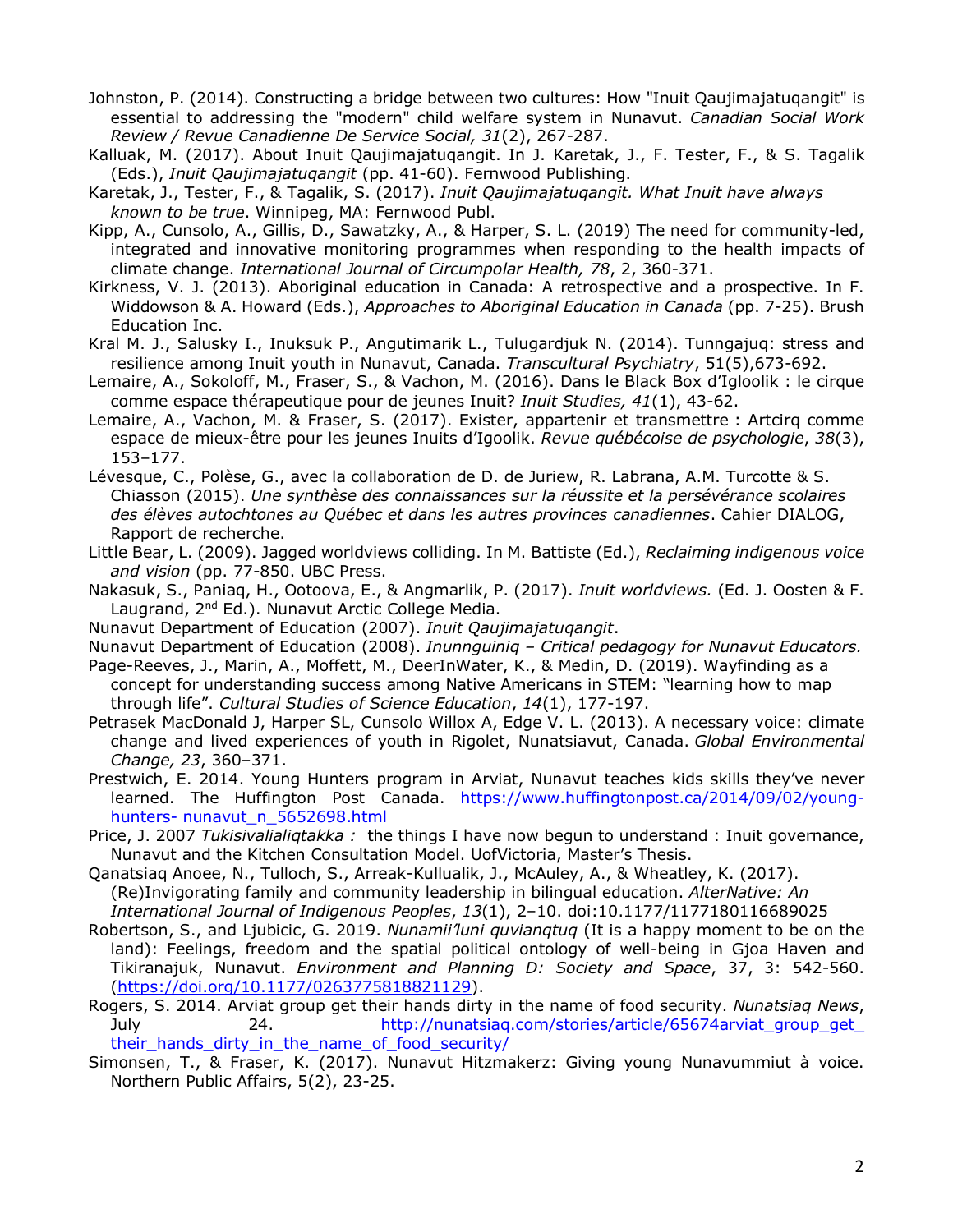Johnston, P. (2014). Constructing a bridge between two cultures: How "Inuit Qaujimajatuqangit" is essential to addressing the "modern" child welfare system in Nunavut. *Canadian Social Work Review / Revue Canadienne De Service Social, 31*(2), 267-287.

Kalluak, M. (2017). About Inuit Qaujimajatuqangit. In J. Karetak, J., F. Tester, F., & S. Tagalik (Eds.), *Inuit Qaujimajatuqangit* (pp. 41-60). Fernwood Publishing.

Karetak, J., Tester, F., & Tagalik, S. (2017). *Inuit Qaujimajatuqangit. What Inuit have always known to be true*. Winnipeg, MA: Fernwood Publ.

Kipp, A., Cunsolo, A., Gillis, D., Sawatzky, A., & Harper, S. L. (2019) The need for community-led, integrated and innovative monitoring programmes when responding to the health impacts of climate change. *International Journal of Circumpolar Health, 78*, 2, 360-371.

Kirkness, V. J. (2013). Aboriginal education in Canada: A retrospective and a prospective. In F. Widdowson & A. Howard (Eds.), *Approaches to Aboriginal Education in Canada* (pp. 7-25). Brush Education Inc.

Kral M. J., Salusky I., Inuksuk P., Angutimarik L., Tulugardjuk N. (2014). Tunngajuq: stress and resilience among Inuit youth in Nunavut, Canada. *Transcultural Psychiatry*, 51(5),673-692.

Lemaire, A., Sokoloff, M., Fraser, S., & Vachon, M. (2016). Dans le Black Box d'Igloolik : le cirque comme espace thérapeutique pour de jeunes Inuit? *Inuit Studies, 41*(1), 43-62.

Lemaire, A., Vachon, M. & Fraser, S. (2017). Exister, appartenir et transmettre : Artcirq comme espace de mieux-être pour les jeunes Inuits d'Igoolik. *Revue québécoise de psychologie*, *38*(3), 153–177.

Lévesque, C., Polèse, G., avec la collaboration de D. de Juriew, R. Labrana, A.M. Turcotte & S. Chiasson (2015). *Une synthèse des connaissances sur la réussite et la persévérance scolaires des élèves autochtones au Québec et dans les autres provinces canadiennes*. Cahier DIALOG, Rapport de recherche.

Little Bear, L. (2009). Jagged worldviews colliding. In M. Battiste (Ed.), *Reclaiming indigenous voice and vision* (pp. 77-850. UBC Press.

Nakasuk, S., Paniaq, H., Ootoova, E., & Angmarlik, P. (2017). *Inuit worldviews.* (Ed. J. Oosten & F. Laugrand, 2nd Ed.). Nunavut Arctic College Media.

Nunavut Department of Education (2007). *Inuit Qaujimajatuqangit*.

Nunavut Department of Education (2008). *Inunnguiniq – Critical pedagogy for Nunavut Educators.*

Page-Reeves, J., Marin, A., Moffett, M., DeerInWater, K., & Medin, D. (2019). Wayfinding as a concept for understanding success among Native Americans in STEM: "learning how to map through life". *Cultural Studies of Science Education*, *14*(1), 177-197.

Petrasek MacDonald J, Harper SL, Cunsolo Willox A, Edge V. L. (2013). A necessary voice: climate change and lived experiences of youth in Rigolet, Nunatsiavut, Canada. *Global Environmental Change, 23*, 360–371.

Prestwich, E. 2014. Young Hunters program in Arviat, Nunavut teaches kids skills they've never learned. The Huffington Post Canada. https://www.huffingtonpost.ca/2014/09/02/young-hunters- nunavut_n_5652698.html

Price, J. 2007 *Tukisivalialiqtakka :* the things I have now begun to understand : Inuit governance, Nunavut and the Kitchen Consultation Model. UofVictoria, Master's Thesis.

Qanatsiaq Anoee, N., Tulloch, S., Arreak-Kullualik, J., McAuley, A., & Wheatley, K. (2017). (Re)Invigorating family and community leadership in bilingual education. *AlterNative: An International Journal of Indigenous Peoples*, *13*(1), 2–10. doi:10.1177/1177180116689025

Robertson, S., and Ljubicic, G. 2019. *Nunamii'luni quvianqtuq* (It is a happy moment to be on the land): Feelings, freedom and the spatial political ontology of well-being in Gjoa Haven and Tikiranajuk, Nunavut. *Environment and Planning D: Society and Space*, 37, 3: 542-560. (https://doi.org/10.1177/0263775818821129).

Rogers, S. 2014. Arviat group get their hands dirty in the name of food security. *Nunatsiaq News*, July 24. http://nunatsiaq.com/stories/article/65674arviat_group_get_their_hands_dirty_in_the_name_of_food_security/

Simonsen, T., & Fraser, K. (2017). Nunavut Hitzmakerz: Giving young Nunavummiut à voice. Northern Public Affairs, 5(2), 23-25.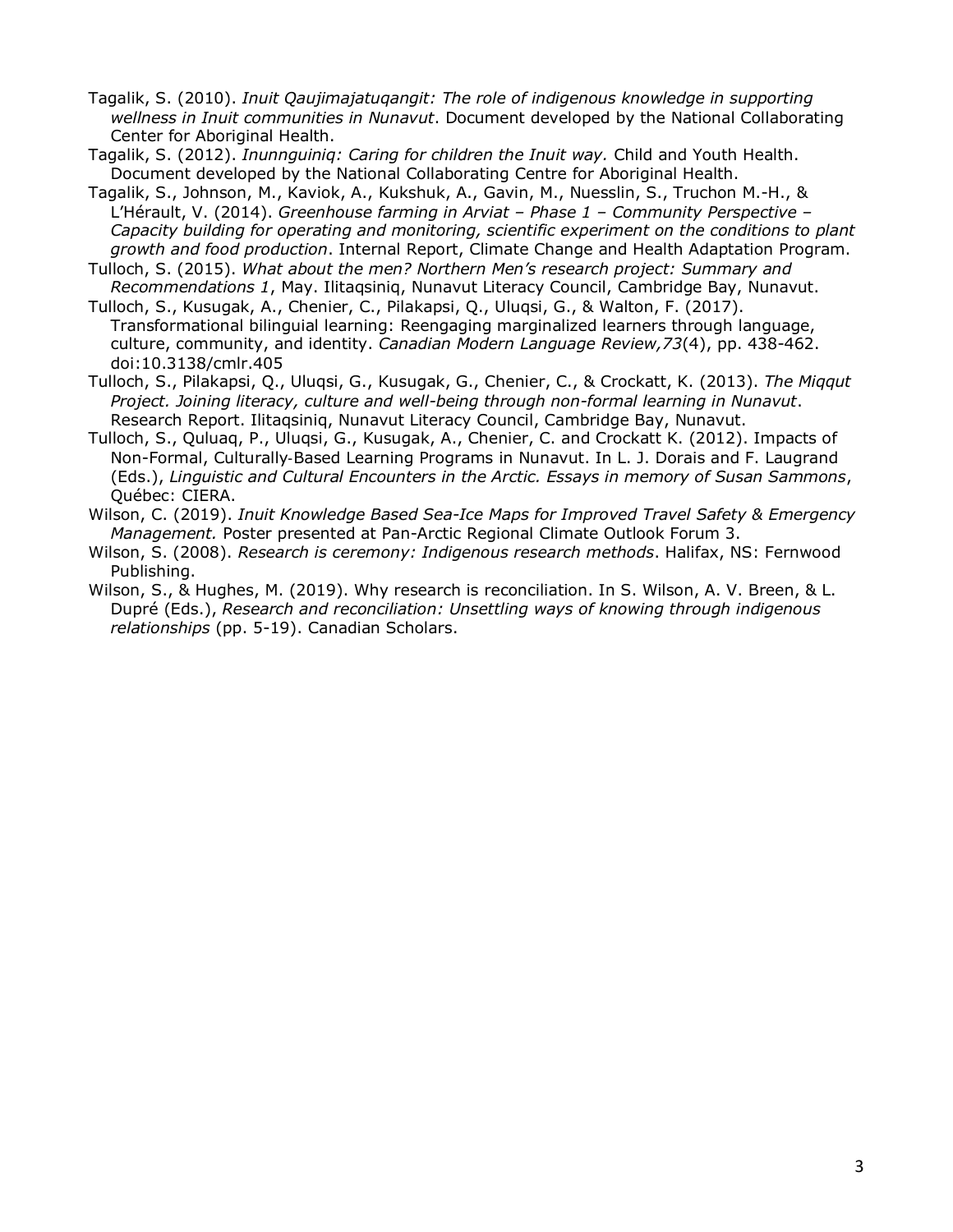Tagalik, S. (2010). *Inuit Qaujimajatuqangit: The role of indigenous knowledge in supporting wellness in Inuit communities in Nunavut*. Document developed by the National Collaborating Center for Aboriginal Health.

Tagalik, S. (2012). *Inunnguiniq: Caring for children the Inuit way.* Child and Youth Health. Document developed by the National Collaborating Centre for Aboriginal Health.

Tagalik, S., Johnson, M., Kaviok, A., Kukshuk, A., Gavin, M., Nuesslin, S., Truchon M.-H., & L'Hérault, V. (2014). *Greenhouse farming in Arviat – Phase 1 – Community Perspective – Capacity building for operating and monitoring, scientific experiment on the conditions to plant growth and food production*. Internal Report, Climate Change and Health Adaptation Program.

Tulloch, S. (2015). *What about the men? Northern Men's research project: Summary and Recommendations 1*, May. Ilitaqsiniq, Nunavut Literacy Council, Cambridge Bay, Nunavut.

Tulloch, S., Kusugak, A., Chenier, C., Pilakapsi, Q., Uluqsi, G., & Walton, F. (2017). Transformational bilingual learning: Reengaging marginalized learners through language, culture, community, and identity. *Canadian Modern Language Review,73*(4), pp. 438-462. doi:10.3138/cmlr.405

Tulloch, S., Pilakapsi, Q., Uluqsi, G., Kusugak, G., Chenier, C., & Crockatt, K. (2013). *The Miqqut Project. Joining literacy, culture and well-being through non-formal learning in Nunavut*. Research Report. Ilitaqsiniq, Nunavut Literacy Council, Cambridge Bay, Nunavut.

Tulloch, S., Quluaq, P., Uluqsi, G., Kusugak, A., Chenier, C. and Crockatt K. (2012). Impacts of Non-Formal, Culturally-Based Learning Programs in Nunavut. In L. J. Dorais and F. Laugrand (Eds.), *Linguistic and Cultural Encounters in the Arctic. Essays in memory of Susan Sammons*, Québec: CIERA.

Wilson, C. (2019). *Inuit Knowledge Based Sea-Ice Maps for Improved Travel Safety & Emergency Management.* Poster presented at Pan-Arctic Regional Climate Outlook Forum 3.

Wilson, S. (2008). *Research is ceremony: Indigenous research methods*. Halifax, NS: Fernwood Publishing.

Wilson, S., & Hughes, M. (2019). Why research is reconciliation. In S. Wilson, A. V. Breen, & L. Dupré (Eds.), *Research and reconciliation: Unsettling ways of knowing through indigenous relationships* (pp. 5-19). Canadian Scholars.